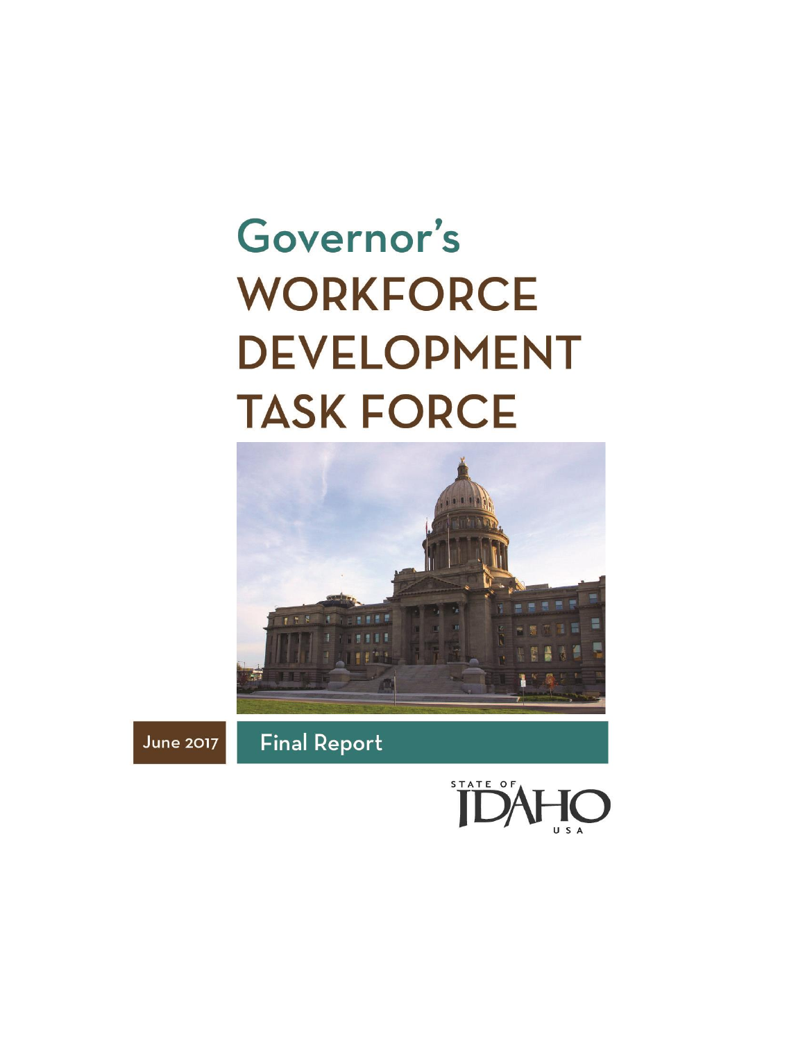# Governor's WORKFORCE DEVELOPMENT TASK FORCE

June 2017

Final Report

STATE OF IDAHO USA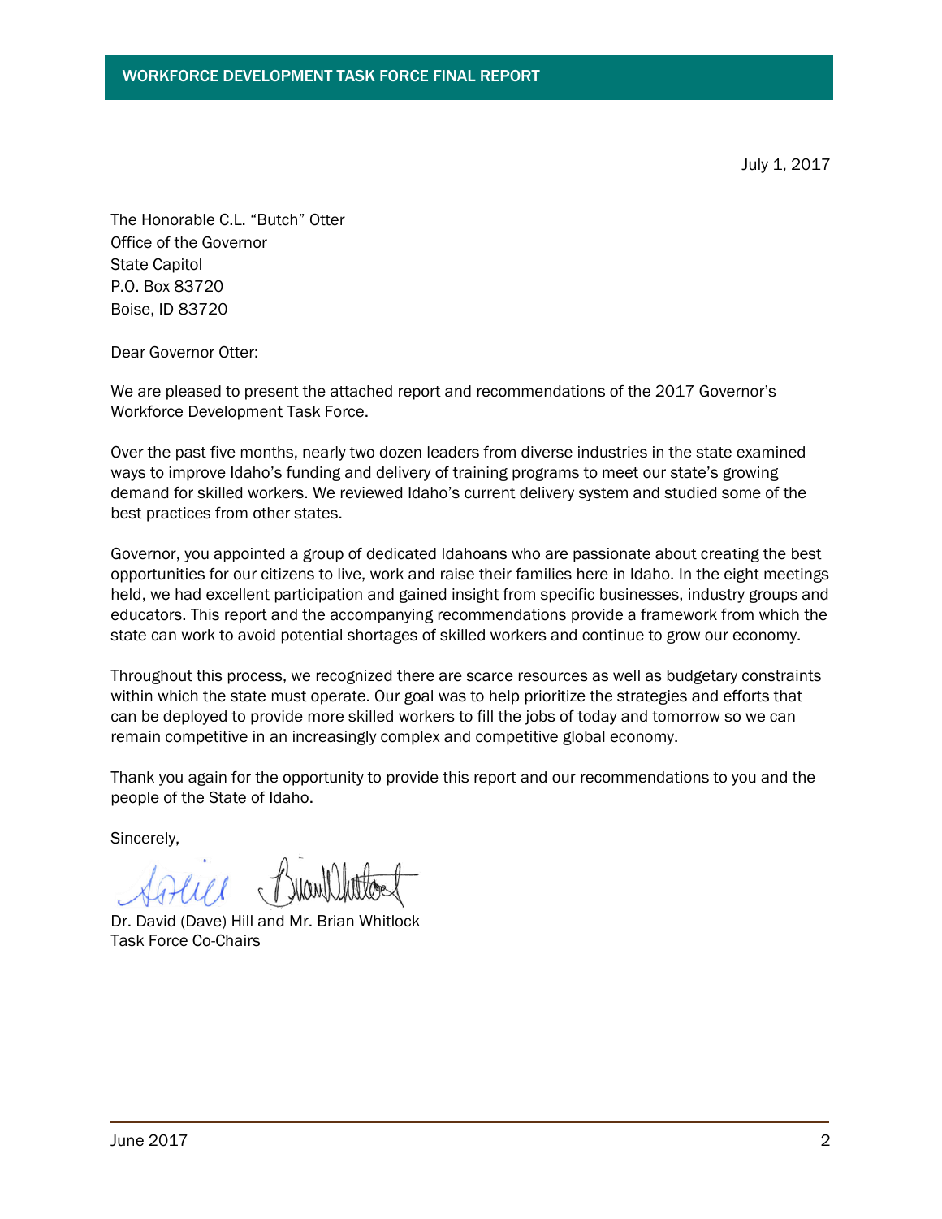July 1, 2017

The Honorable C.L. "Butch" Otter
Office of the Governor
State Capitol
P.O. Box 83720
Boise, ID 83720

Dear Governor Otter:

We are pleased to present the attached report and recommendations of the 2017 Governor's Workforce Development Task Force.

Over the past five months, nearly two dozen leaders from diverse industries in the state examined ways to improve Idaho's funding and delivery of training programs to meet our state's growing demand for skilled workers. We reviewed Idaho's current delivery system and studied some of the best practices from other states.

Governor, you appointed a group of dedicated Idahoans who are passionate about creating the best opportunities for our citizens to live, work and raise their families here in Idaho. In the eight meetings held, we had excellent participation and gained insight from specific businesses, industry groups and educators. This report and the accompanying recommendations provide a framework from which the state can work to avoid potential shortages of skilled workers and continue to grow our economy.

Throughout this process, we recognized there are scarce resources as well as budgetary constraints within which the state must operate. Our goal was to help prioritize the strategies and efforts that can be deployed to provide more skilled workers to fill the jobs of today and tomorrow so we can remain competitive in an increasingly complex and competitive global economy.

Thank you again for the opportunity to provide this report and our recommendations to you and the people of the State of Idaho.

Sincerely,

Dr. David (Dave) Hill and Mr. Brian Whitlock
Task Force Co-Chairs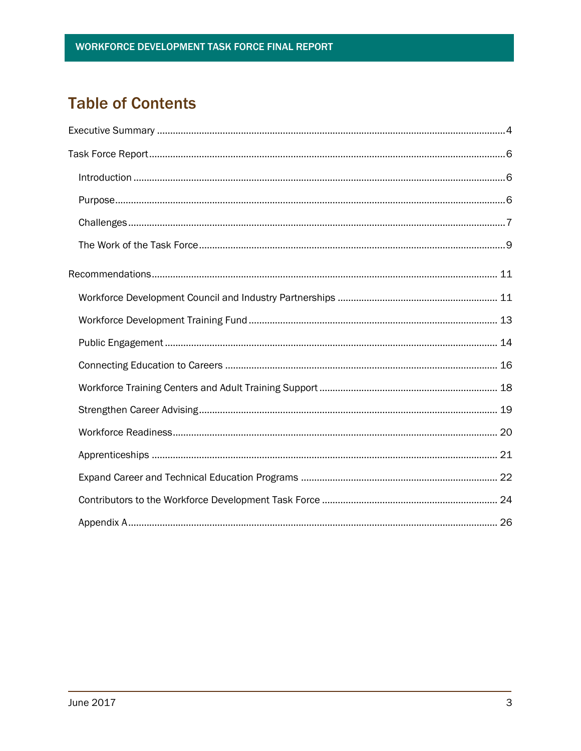# Table of Contents

Executive Summary ..... 4

Task Force Report ..... 6

- Introduction ..... 6
- Purpose ..... 6
- Challenges ..... 7
- The Work of the Task Force ..... 9

Recommendations ..... 11

- Workforce Development Council and Industry Partnerships ..... 11
- Workforce Development Training Fund ..... 13
- Public Engagement ..... 14
- Connecting Education to Careers ..... 16
- Workforce Training Centers and Adult Training Support ..... 18
- Strengthen Career Advising ..... 19
- Workforce Readiness ..... 20
- Apprenticeships ..... 21
- Expand Career and Technical Education Programs ..... 22
- Contributors to the Workforce Development Task Force ..... 24
- Appendix A ..... 26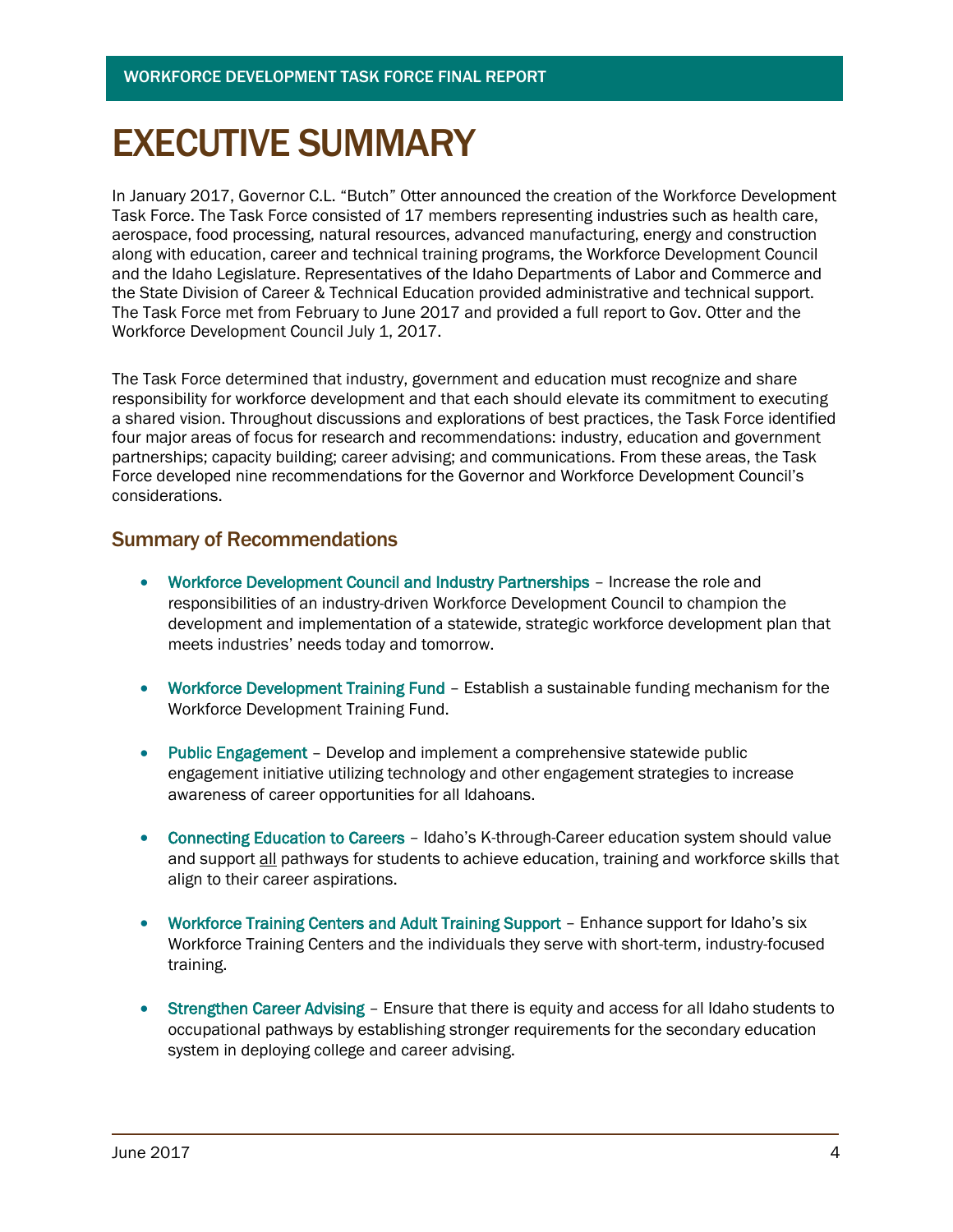# EXECUTIVE SUMMARY

In January 2017, Governor C.L. "Butch" Otter announced the creation of the Workforce Development Task Force. The Task Force consisted of 17 members representing industries such as health care, aerospace, food processing, natural resources, advanced manufacturing, energy and construction along with education, career and technical training programs, the Workforce Development Council and the Idaho Legislature. Representatives of the Idaho Departments of Labor and Commerce and the State Division of Career & Technical Education provided administrative and technical support. The Task Force met from February to June 2017 and provided a full report to Gov. Otter and the Workforce Development Council July 1, 2017.

The Task Force determined that industry, government and education must recognize and share responsibility for workforce development and that each should elevate its commitment to executing a shared vision. Throughout discussions and explorations of best practices, the Task Force identified four major areas of focus for research and recommendations: industry, education and government partnerships; capacity building; career advising; and communications. From these areas, the Task Force developed nine recommendations for the Governor and Workforce Development Council's considerations.

## Summary of Recommendations

- **Workforce Development Council and Industry Partnerships** – Increase the role and responsibilities of an industry-driven Workforce Development Council to champion the development and implementation of a statewide, strategic workforce development plan that meets industries' needs today and tomorrow.

- **Workforce Development Training Fund** – Establish a sustainable funding mechanism for the Workforce Development Training Fund.

- **Public Engagement** – Develop and implement a comprehensive statewide public engagement initiative utilizing technology and other engagement strategies to increase awareness of career opportunities for all Idahoans.

- **Connecting Education to Careers** – Idaho's K-through-Career education system should value and support <u>all</u> pathways for students to achieve education, training and workforce skills that align to their career aspirations.

- **Workforce Training Centers and Adult Training Support** – Enhance support for Idaho's six Workforce Training Centers and the individuals they serve with short-term, industry-focused training.

- **Strengthen Career Advising** – Ensure that there is equity and access for all Idaho students to occupational pathways by establishing stronger requirements for the secondary education system in deploying college and career advising.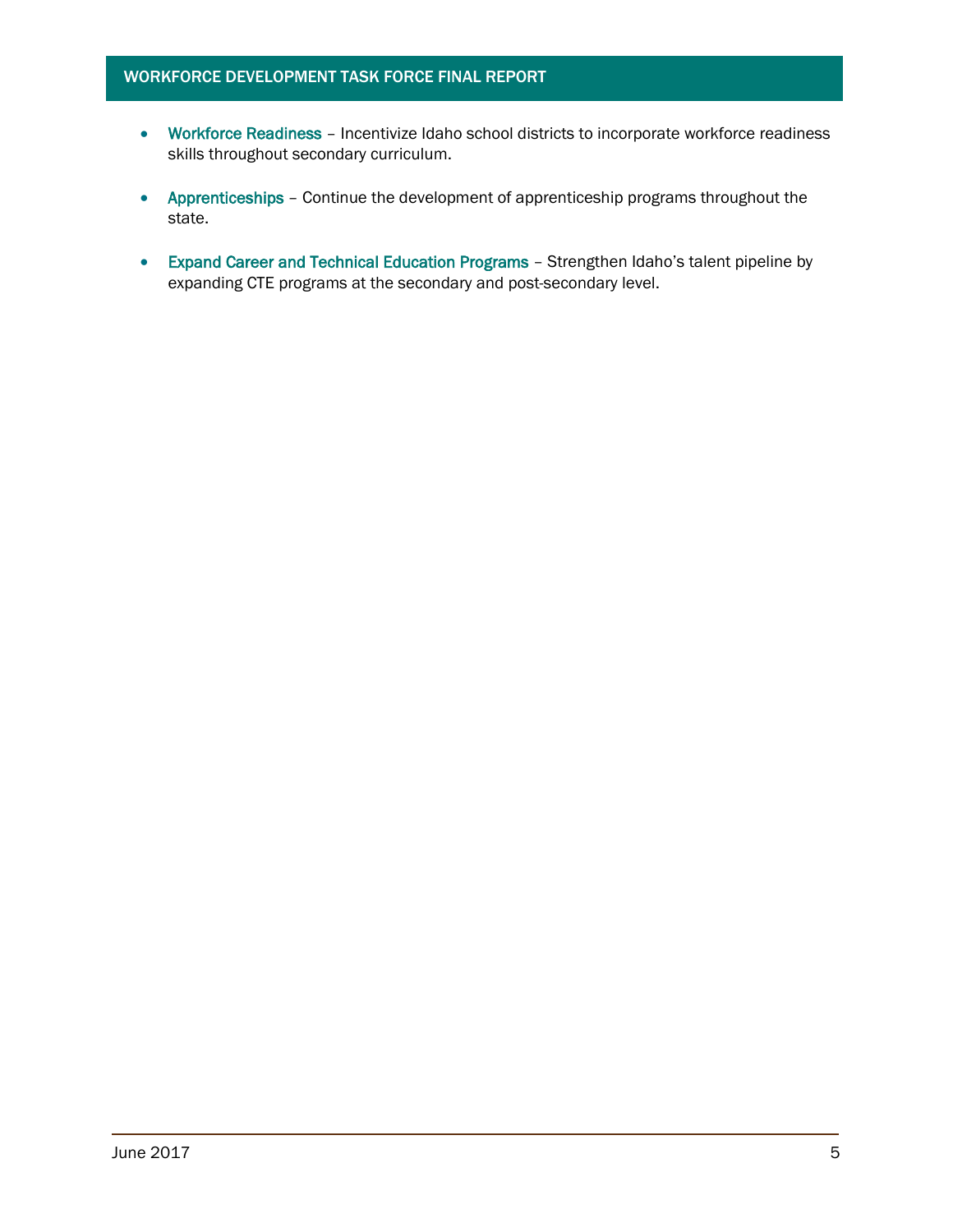- **Workforce Readiness** – Incentivize Idaho school districts to incorporate workforce readiness skills throughout secondary curriculum.

- **Apprenticeships** – Continue the development of apprenticeship programs throughout the state.

- **Expand Career and Technical Education Programs** – Strengthen Idaho's talent pipeline by expanding CTE programs at the secondary and post-secondary level.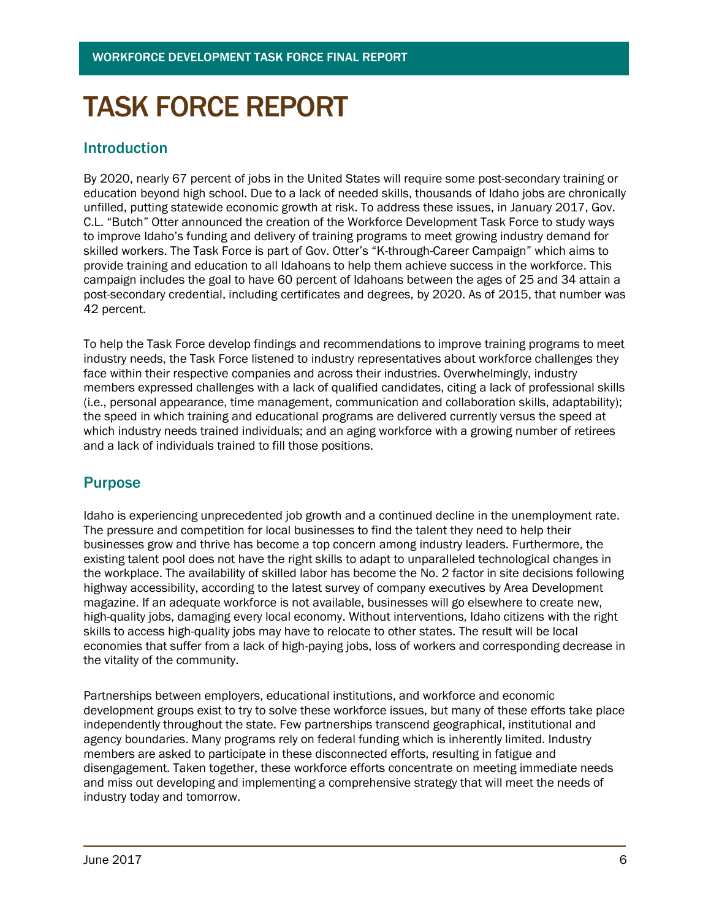# TASK FORCE REPORT

## Introduction

By 2020, nearly 67 percent of jobs in the United States will require some post-secondary training or education beyond high school. Due to a lack of needed skills, thousands of Idaho jobs are chronically unfilled, putting statewide economic growth at risk. To address these issues, in January 2017, Gov. C.L. "Butch" Otter announced the creation of the Workforce Development Task Force to study ways to improve Idaho's funding and delivery of training programs to meet growing industry demand for skilled workers. The Task Force is part of Gov. Otter's "K-through-Career Campaign" which aims to provide training and education to all Idahoans to help them achieve success in the workforce. This campaign includes the goal to have 60 percent of Idahoans between the ages of 25 and 34 attain a post-secondary credential, including certificates and degrees, by 2020. As of 2015, that number was 42 percent.

To help the Task Force develop findings and recommendations to improve training programs to meet industry needs, the Task Force listened to industry representatives about workforce challenges they face within their respective companies and across their industries. Overwhelmingly, industry members expressed challenges with a lack of qualified candidates, citing a lack of professional skills (i.e., personal appearance, time management, communication and collaboration skills, adaptability); the speed in which training and educational programs are delivered currently versus the speed at which industry needs trained individuals; and an aging workforce with a growing number of retirees and a lack of individuals trained to fill those positions.

## Purpose

Idaho is experiencing unprecedented job growth and a continued decline in the unemployment rate. The pressure and competition for local businesses to find the talent they need to help their businesses grow and thrive has become a top concern among industry leaders. Furthermore, the existing talent pool does not have the right skills to adapt to unparalleled technological changes in the workplace. The availability of skilled labor has become the No. 2 factor in site decisions following highway accessibility, according to the latest survey of company executives by Area Development magazine. If an adequate workforce is not available, businesses will go elsewhere to create new, high-quality jobs, damaging every local economy. Without interventions, Idaho citizens with the right skills to access high-quality jobs may have to relocate to other states. The result will be local economies that suffer from a lack of high-paying jobs, loss of workers and corresponding decrease in the vitality of the community.

Partnerships between employers, educational institutions, and workforce and economic development groups exist to try to solve these workforce issues, but many of these efforts take place independently throughout the state. Few partnerships transcend geographical, institutional and agency boundaries. Many programs rely on federal funding which is inherently limited. Industry members are asked to participate in these disconnected efforts, resulting in fatigue and disengagement. Taken together, these workforce efforts concentrate on meeting immediate needs and miss out developing and implementing a comprehensive strategy that will meet the needs of industry today and tomorrow.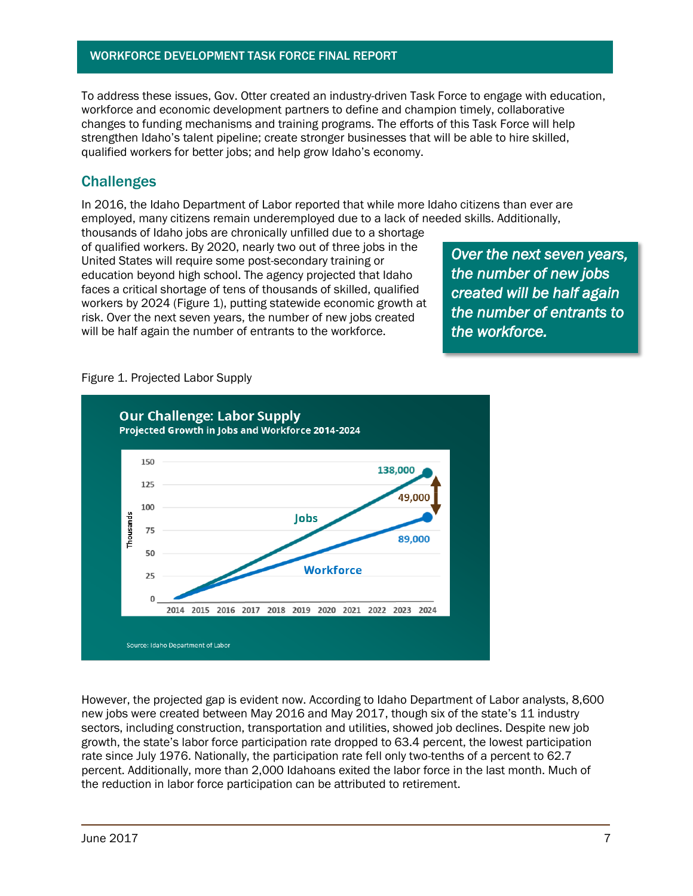To address these issues, Gov. Otter created an industry-driven Task Force to engage with education, workforce and economic development partners to define and champion timely, collaborative changes to funding mechanisms and training programs. The efforts of this Task Force will help strengthen Idaho's talent pipeline; create stronger businesses that will be able to hire skilled, qualified workers for better jobs; and help grow Idaho's economy.

## Challenges

In 2016, the Idaho Department of Labor reported that while more Idaho citizens than ever are employed, many citizens remain underemployed due to a lack of needed skills. Additionally, thousands of Idaho jobs are chronically unfilled due to a shortage of qualified workers. By 2020, nearly two out of three jobs in the United States will require some post-secondary training or education beyond high school. The agency projected that Idaho faces a critical shortage of tens of thousands of skilled, qualified workers by 2024 (Figure 1), putting statewide economic growth at risk. Over the next seven years, the number of new jobs created will be half again the number of entrants to the workforce.

> *Over the next seven years, the number of new jobs created will be half again the number of entrants to the workforce.*

Figure 1. Projected Labor Supply

**Our Challenge: Labor Supply**
**Projected Growth in Jobs and Workforce 2014-2024**

Jobs: 138,000 (2024)
Workforce: 89,000 (2024)
Gap: 49,000

Source: Idaho Department of Labor

However, the projected gap is evident now. According to Idaho Department of Labor analysts, 8,600 new jobs were created between May 2016 and May 2017, though six of the state's 11 industry sectors, including construction, transportation and utilities, showed job declines. Despite new job growth, the state's labor force participation rate dropped to 63.4 percent, the lowest participation rate since July 1976. Nationally, the participation rate fell only two-tenths of a percent to 62.7 percent. Additionally, more than 2,000 Idahoans exited the labor force in the last month. Much of the reduction in labor force participation can be attributed to retirement.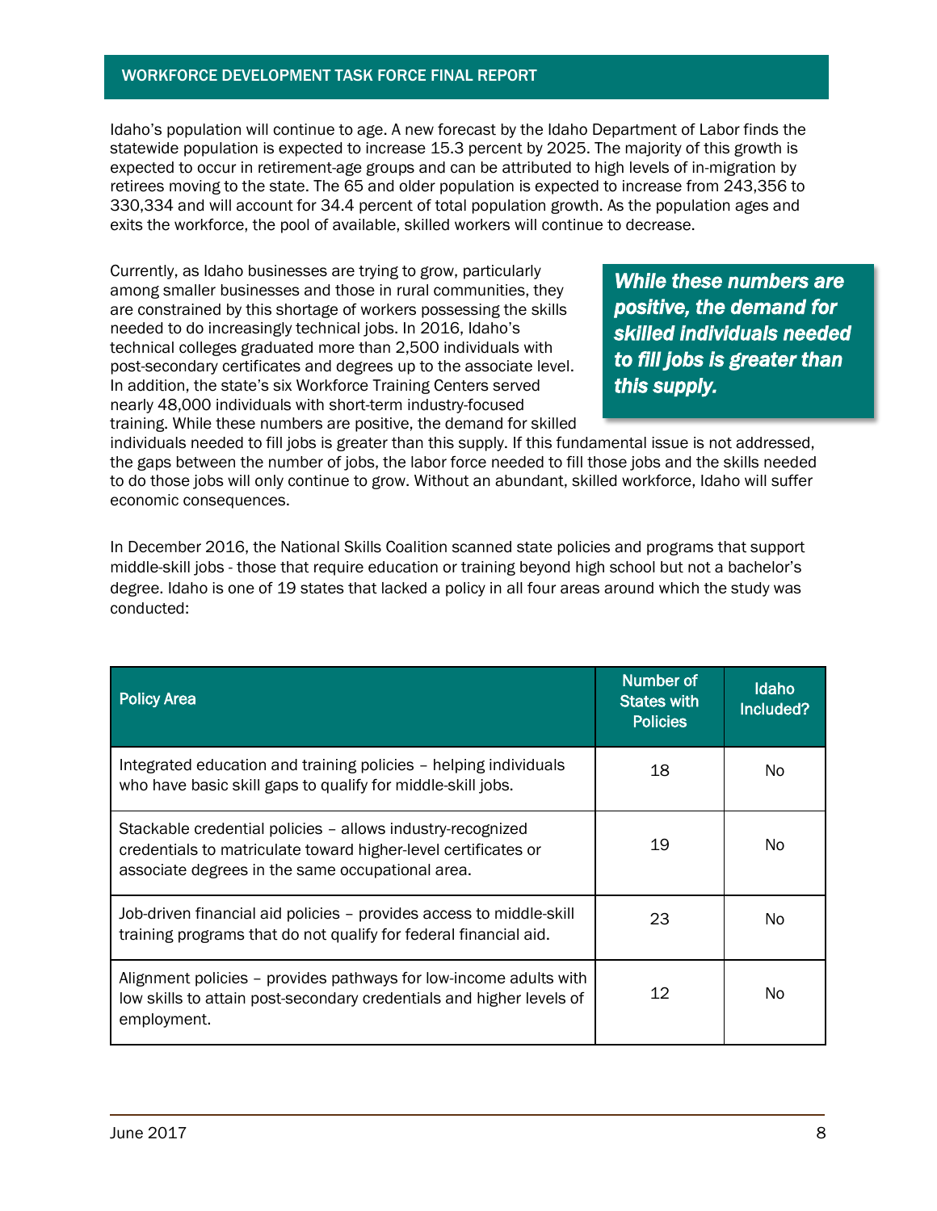Idaho's population will continue to age. A new forecast by the Idaho Department of Labor finds the statewide population is expected to increase 15.3 percent by 2025. The majority of this growth is expected to occur in retirement-age groups and can be attributed to high levels of in-migration by retirees moving to the state. The 65 and older population is expected to increase from 243,356 to 330,334 and will account for 34.4 percent of total population growth. As the population ages and exits the workforce, the pool of available, skilled workers will continue to decrease.

Currently, as Idaho businesses are trying to grow, particularly among smaller businesses and those in rural communities, they are constrained by this shortage of workers possessing the skills needed to do increasingly technical jobs. In 2016, Idaho's technical colleges graduated more than 2,500 individuals with post-secondary certificates and degrees up to the associate level. In addition, the state's six Workforce Training Centers served nearly 48,000 individuals with short-term industry-focused training. While these numbers are positive, the demand for skilled individuals needed to fill jobs is greater than this supply. If this fundamental issue is not addressed, the gaps between the number of jobs, the labor force needed to fill those jobs and the skills needed to do those jobs will only continue to grow. Without an abundant, skilled workforce, Idaho will suffer economic consequences.

> ***While these numbers are positive, the demand for skilled individuals needed to fill jobs is greater than this supply.***

In December 2016, the National Skills Coalition scanned state policies and programs that support middle-skill jobs - those that require education or training beyond high school but not a bachelor's degree. Idaho is one of 19 states that lacked a policy in all four areas around which the study was conducted:

| Policy Area | Number of States with Policies | Idaho Included? |
|---|---|---|
| Integrated education and training policies – helping individuals who have basic skill gaps to qualify for middle-skill jobs. | 18 | No |
| Stackable credential policies – allows industry-recognized credentials to matriculate toward higher-level certificates or associate degrees in the same occupational area. | 19 | No |
| Job-driven financial aid policies – provides access to middle-skill training programs that do not qualify for federal financial aid. | 23 | No |
| Alignment policies – provides pathways for low-income adults with low skills to attain post-secondary credentials and higher levels of employment. | 12 | No |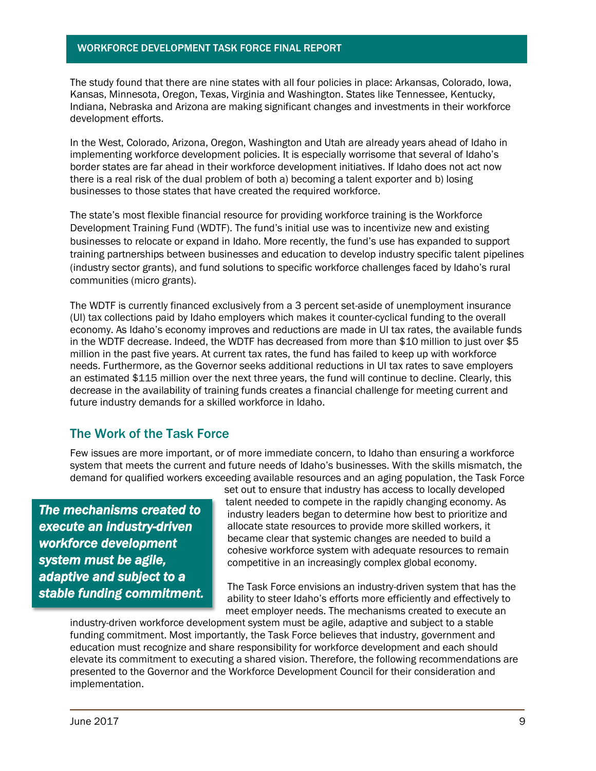The study found that there are nine states with all four policies in place: Arkansas, Colorado, Iowa, Kansas, Minnesota, Oregon, Texas, Virginia and Washington. States like Tennessee, Kentucky, Indiana, Nebraska and Arizona are making significant changes and investments in their workforce development efforts.

In the West, Colorado, Arizona, Oregon, Washington and Utah are already years ahead of Idaho in implementing workforce development policies. It is especially worrisome that several of Idaho's border states are far ahead in their workforce development initiatives. If Idaho does not act now there is a real risk of the dual problem of both a) becoming a talent exporter and b) losing businesses to those states that have created the required workforce.

The state's most flexible financial resource for providing workforce training is the Workforce Development Training Fund (WDTF). The fund's initial use was to incentivize new and existing businesses to relocate or expand in Idaho. More recently, the fund's use has expanded to support training partnerships between businesses and education to develop industry specific talent pipelines (industry sector grants), and fund solutions to specific workforce challenges faced by Idaho's rural communities (micro grants).

The WDTF is currently financed exclusively from a 3 percent set-aside of unemployment insurance (UI) tax collections paid by Idaho employers which makes it counter-cyclical funding to the overall economy. As Idaho's economy improves and reductions are made in UI tax rates, the available funds in the WDTF decrease. Indeed, the WDTF has decreased from more than $10 million to just over $5 million in the past five years. At current tax rates, the fund has failed to keep up with workforce needs. Furthermore, as the Governor seeks additional reductions in UI tax rates to save employers an estimated $115 million over the next three years, the fund will continue to decline. Clearly, this decrease in the availability of training funds creates a financial challenge for meeting current and future industry demands for a skilled workforce in Idaho.

## The Work of the Task Force

Few issues are more important, or of more immediate concern, to Idaho than ensuring a workforce system that meets the current and future needs of Idaho's businesses. With the skills mismatch, the demand for qualified workers exceeding available resources and an aging population, the Task Force set out to ensure that industry has access to locally developed talent needed to compete in the rapidly changing economy. As industry leaders began to determine how best to prioritize and allocate state resources to provide more skilled workers, it became clear that systemic changes are needed to build a cohesive workforce system with adequate resources to remain competitive in an increasingly complex global economy.

> ***The mechanisms created to execute an industry-driven workforce development system must be agile, adaptive and subject to a stable funding commitment.***

The Task Force envisions an industry-driven system that has the ability to steer Idaho's efforts more efficiently and effectively to meet employer needs. The mechanisms created to execute an industry-driven workforce development system must be agile, adaptive and subject to a stable funding commitment. Most importantly, the Task Force believes that industry, government and education must recognize and share responsibility for workforce development and each should elevate its commitment to executing a shared vision. Therefore, the following recommendations are presented to the Governor and the Workforce Development Council for their consideration and implementation.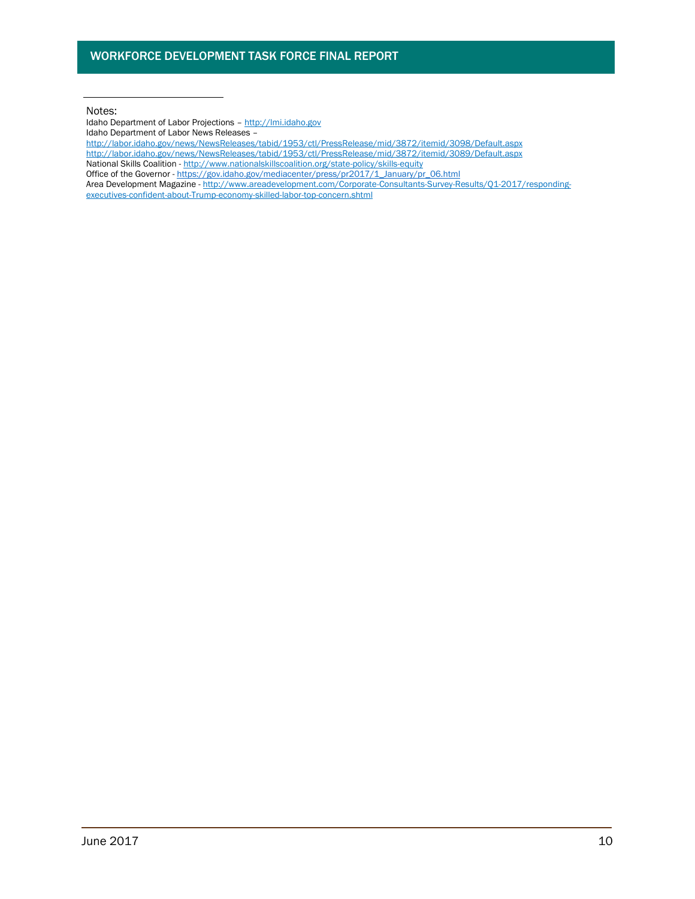Notes:

Idaho Department of Labor Projections – http://lmi.idaho.gov

Idaho Department of Labor News Releases –

http://labor.idaho.gov/news/NewsReleases/tabid/1953/ctl/PressRelease/mid/3872/itemid/3098/Default.aspx

http://labor.idaho.gov/news/NewsReleases/tabid/1953/ctl/PressRelease/mid/3872/itemid/3089/Default.aspx

National Skills Coalition - http://www.nationalskillscoalition.org/state-policy/skills-equity

Office of the Governor - https://gov.idaho.gov/mediacenter/press/pr2017/1_January/pr_06.html

Area Development Magazine - http://www.areadevelopment.com/Corporate-Consultants-Survey-Results/Q1-2017/responding-executives-confident-about-Trump-economy-skilled-labor-top-concern.shtml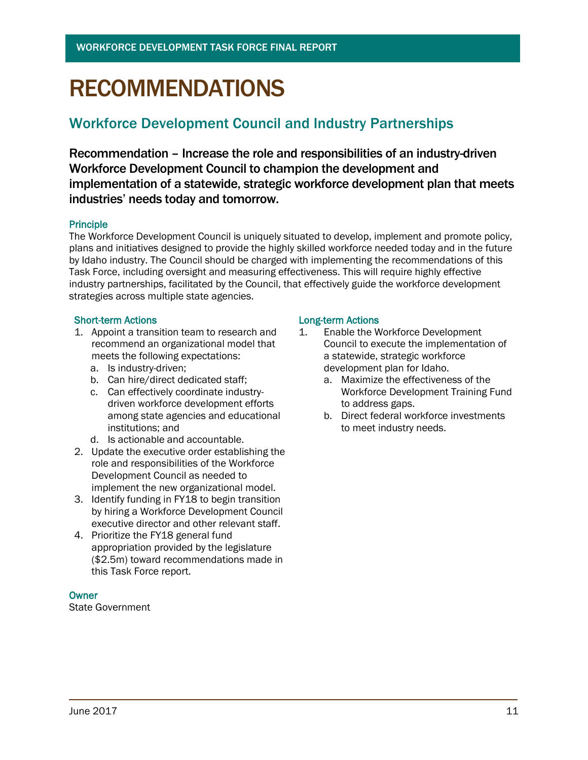# RECOMMENDATIONS

## Workforce Development Council and Industry Partnerships

### Recommendation – Increase the role and responsibilities of an industry-driven Workforce Development Council to champion the development and implementation of a statewide, strategic workforce development plan that meets industries' needs today and tomorrow.

#### Principle

The Workforce Development Council is uniquely situated to develop, implement and promote policy, plans and initiatives designed to provide the highly skilled workforce needed today and in the future by Idaho industry. The Council should be charged with implementing the recommendations of this Task Force, including oversight and measuring effectiveness. This will require highly effective industry partnerships, facilitated by the Council, that effectively guide the workforce development strategies across multiple state agencies.

#### Short-term Actions

1. Appoint a transition team to research and recommend an organizational model that meets the following expectations:
   a. Is industry-driven;
   b. Can hire/direct dedicated staff;
   c. Can effectively coordinate industry-driven workforce development efforts among state agencies and educational institutions; and
   d. Is actionable and accountable.
2. Update the executive order establishing the role and responsibilities of the Workforce Development Council as needed to implement the new organizational model.
3. Identify funding in FY18 to begin transition by hiring a Workforce Development Council executive director and other relevant staff.
4. Prioritize the FY18 general fund appropriation provided by the legislature ($2.5m) toward recommendations made in this Task Force report.

#### Long-term Actions

1. Enable the Workforce Development Council to execute the implementation of a statewide, strategic workforce development plan for Idaho.
   a. Maximize the effectiveness of the Workforce Development Training Fund to address gaps.
   b. Direct federal workforce investments to meet industry needs.

#### Owner

State Government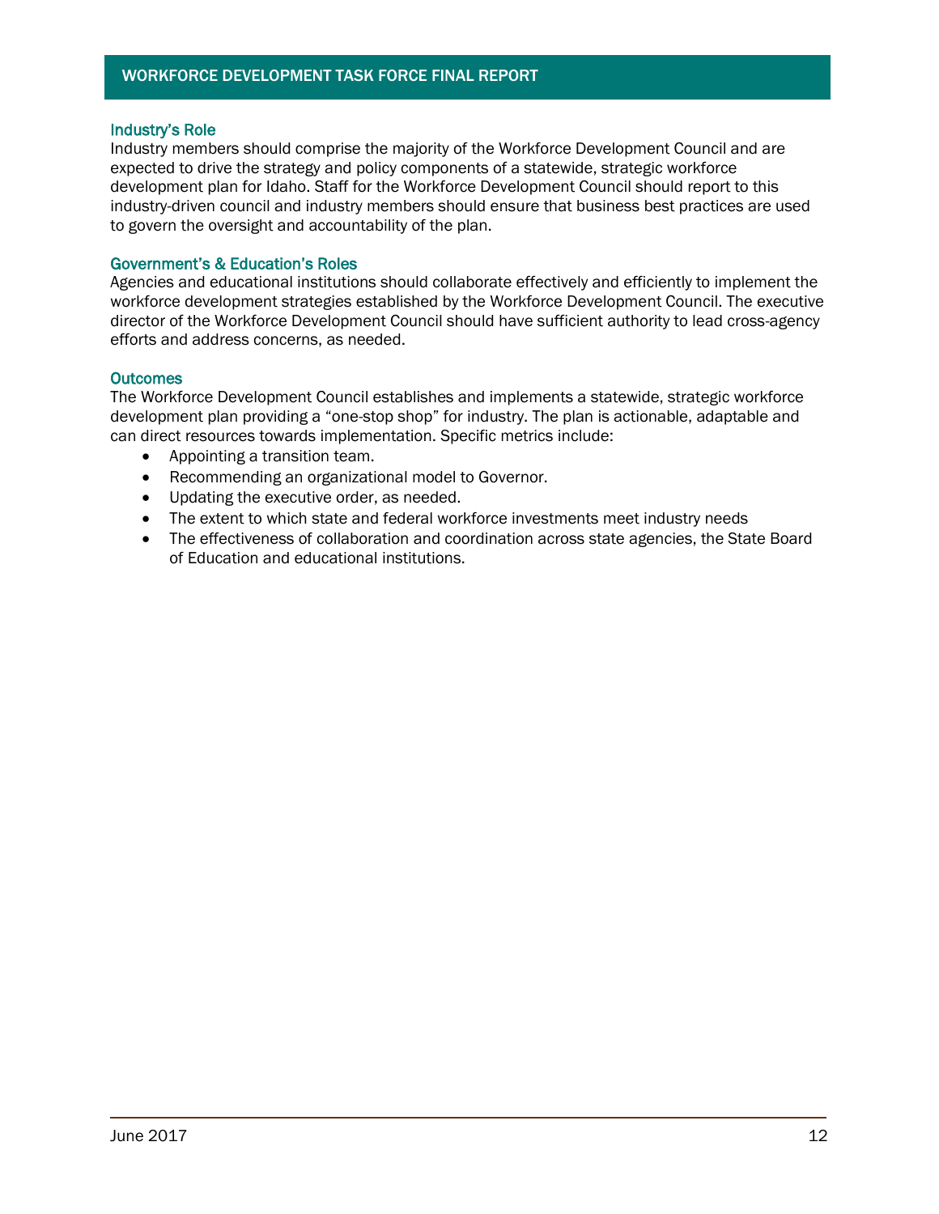### Industry's Role

Industry members should comprise the majority of the Workforce Development Council and are expected to drive the strategy and policy components of a statewide, strategic workforce development plan for Idaho. Staff for the Workforce Development Council should report to this industry-driven council and industry members should ensure that business best practices are used to govern the oversight and accountability of the plan.

### Government's & Education's Roles

Agencies and educational institutions should collaborate effectively and efficiently to implement the workforce development strategies established by the Workforce Development Council. The executive director of the Workforce Development Council should have sufficient authority to lead cross-agency efforts and address concerns, as needed.

### Outcomes

The Workforce Development Council establishes and implements a statewide, strategic workforce development plan providing a "one-stop shop" for industry. The plan is actionable, adaptable and can direct resources towards implementation. Specific metrics include:

- Appointing a transition team.
- Recommending an organizational model to Governor.
- Updating the executive order, as needed.
- The extent to which state and federal workforce investments meet industry needs
- The effectiveness of collaboration and coordination across state agencies, the State Board of Education and educational institutions.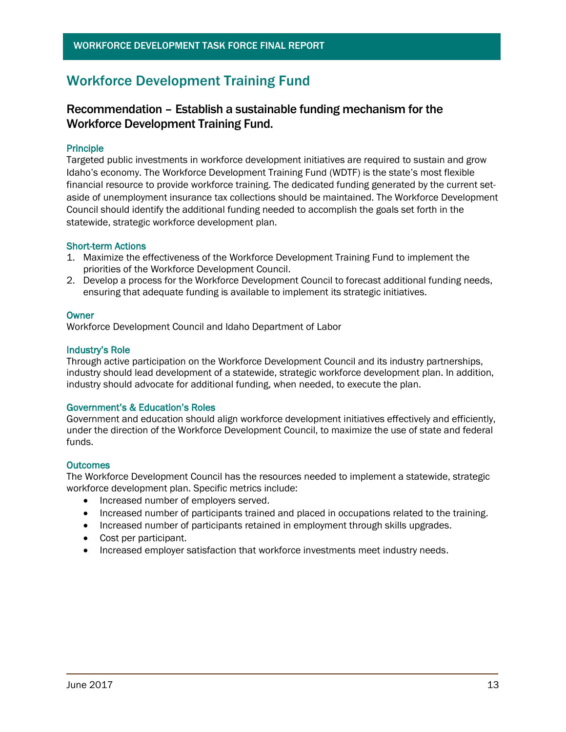## Workforce Development Training Fund

### Recommendation – Establish a sustainable funding mechanism for the Workforce Development Training Fund.

#### Principle

Targeted public investments in workforce development initiatives are required to sustain and grow Idaho's economy. The Workforce Development Training Fund (WDTF) is the state's most flexible financial resource to provide workforce training. The dedicated funding generated by the current set-aside of unemployment insurance tax collections should be maintained. The Workforce Development Council should identify the additional funding needed to accomplish the goals set forth in the statewide, strategic workforce development plan.

#### Short-term Actions

1. Maximize the effectiveness of the Workforce Development Training Fund to implement the priorities of the Workforce Development Council.
2. Develop a process for the Workforce Development Council to forecast additional funding needs, ensuring that adequate funding is available to implement its strategic initiatives.

#### Owner

Workforce Development Council and Idaho Department of Labor

#### Industry's Role

Through active participation on the Workforce Development Council and its industry partnerships, industry should lead development of a statewide, strategic workforce development plan. In addition, industry should advocate for additional funding, when needed, to execute the plan.

#### Government's & Education's Roles

Government and education should align workforce development initiatives effectively and efficiently, under the direction of the Workforce Development Council, to maximize the use of state and federal funds.

#### Outcomes

The Workforce Development Council has the resources needed to implement a statewide, strategic workforce development plan. Specific metrics include:

- Increased number of employers served.
- Increased number of participants trained and placed in occupations related to the training.
- Increased number of participants retained in employment through skills upgrades.
- Cost per participant.
- Increased employer satisfaction that workforce investments meet industry needs.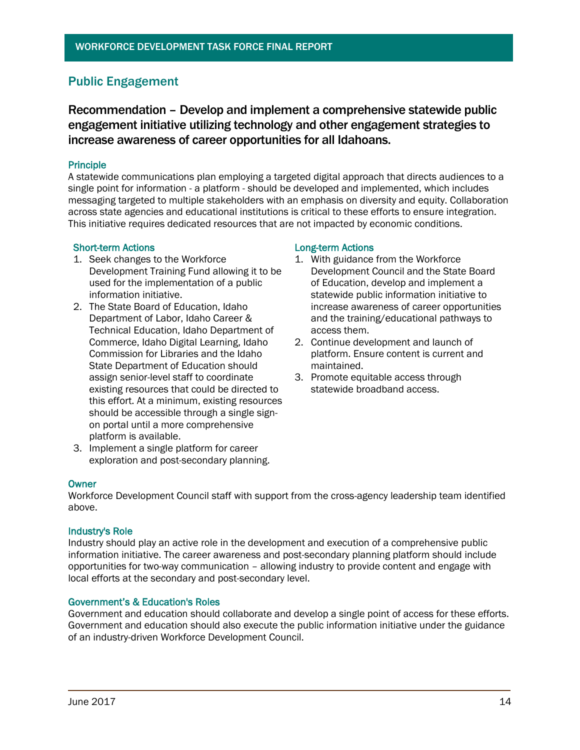## Public Engagement

### Recommendation – Develop and implement a comprehensive statewide public engagement initiative utilizing technology and other engagement strategies to increase awareness of career opportunities for all Idahoans.

#### Principle

A statewide communications plan employing a targeted digital approach that directs audiences to a single point for information - a platform - should be developed and implemented, which includes messaging targeted to multiple stakeholders with an emphasis on diversity and equity. Collaboration across state agencies and educational institutions is critical to these efforts to ensure integration. This initiative requires dedicated resources that are not impacted by economic conditions.

#### Short-term Actions

1. Seek changes to the Workforce Development Training Fund allowing it to be used for the implementation of a public information initiative.
2. The State Board of Education, Idaho Department of Labor, Idaho Career & Technical Education, Idaho Department of Commerce, Idaho Digital Learning, Idaho Commission for Libraries and the Idaho State Department of Education should assign senior-level staff to coordinate existing resources that could be directed to this effort. At a minimum, existing resources should be accessible through a single sign-on portal until a more comprehensive platform is available.
3. Implement a single platform for career exploration and post-secondary planning.

#### Long-term Actions

1. With guidance from the Workforce Development Council and the State Board of Education, develop and implement a statewide public information initiative to increase awareness of career opportunities and the training/educational pathways to access them.
2. Continue development and launch of platform. Ensure content is current and maintained.
3. Promote equitable access through statewide broadband access.

#### Owner

Workforce Development Council staff with support from the cross-agency leadership team identified above.

#### Industry's Role

Industry should play an active role in the development and execution of a comprehensive public information initiative. The career awareness and post-secondary planning platform should include opportunities for two-way communication – allowing industry to provide content and engage with local efforts at the secondary and post-secondary level.

#### Government's & Education's Roles

Government and education should collaborate and develop a single point of access for these efforts. Government and education should also execute the public information initiative under the guidance of an industry-driven Workforce Development Council.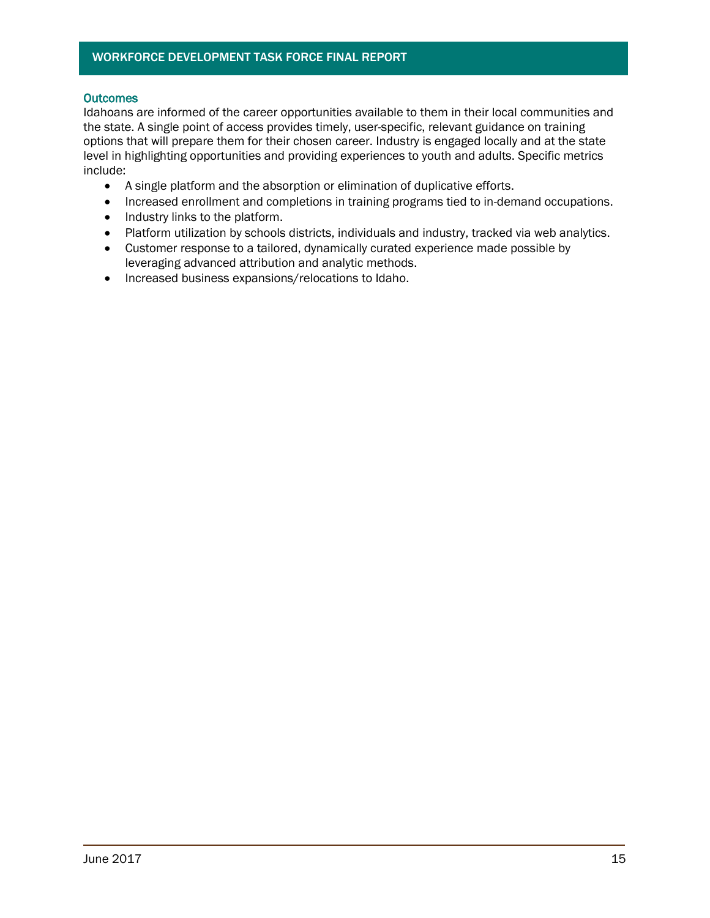### Outcomes

Idahoans are informed of the career opportunities available to them in their local communities and the state. A single point of access provides timely, user-specific, relevant guidance on training options that will prepare them for their chosen career. Industry is engaged locally and at the state level in highlighting opportunities and providing experiences to youth and adults. Specific metrics include:

- A single platform and the absorption or elimination of duplicative efforts.
- Increased enrollment and completions in training programs tied to in-demand occupations.
- Industry links to the platform.
- Platform utilization by schools districts, individuals and industry, tracked via web analytics.
- Customer response to a tailored, dynamically curated experience made possible by leveraging advanced attribution and analytic methods.
- Increased business expansions/relocations to Idaho.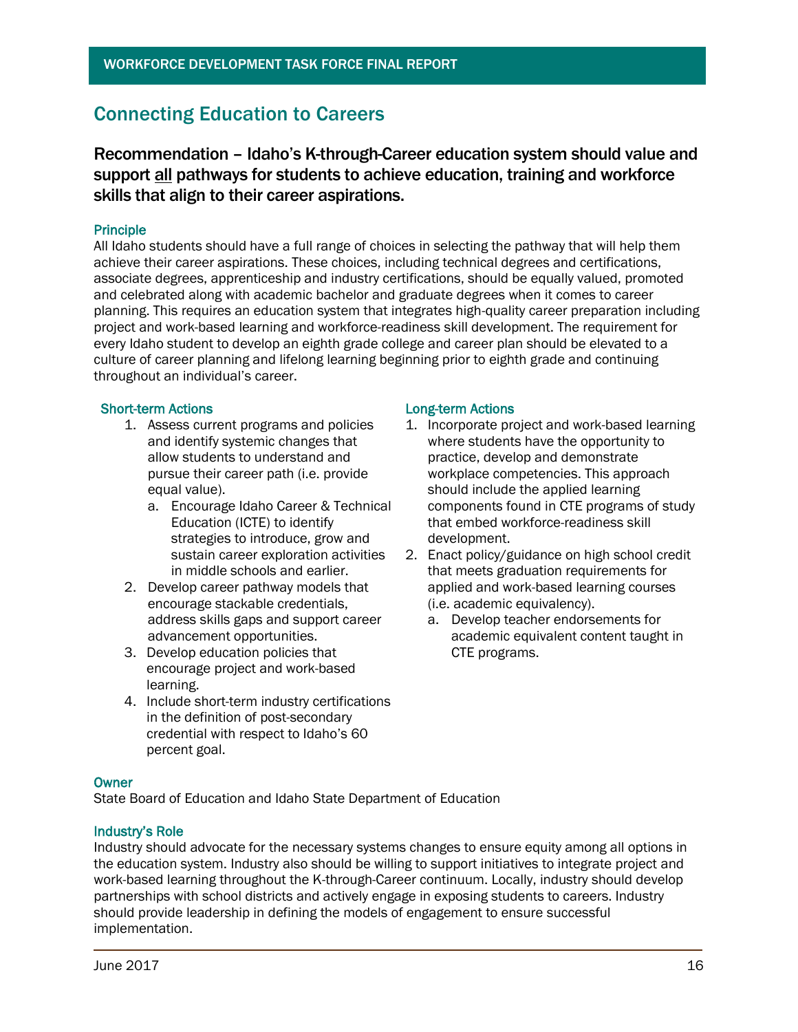## Connecting Education to Careers

### Recommendation – Idaho's K-through-Career education system should value and support all pathways for students to achieve education, training and workforce skills that align to their career aspirations.

#### Principle

All Idaho students should have a full range of choices in selecting the pathway that will help them achieve their career aspirations. These choices, including technical degrees and certifications, associate degrees, apprenticeship and industry certifications, should be equally valued, promoted and celebrated along with academic bachelor and graduate degrees when it comes to career planning. This requires an education system that integrates high-quality career preparation including project and work-based learning and workforce-readiness skill development. The requirement for every Idaho student to develop an eighth grade college and career plan should be elevated to a culture of career planning and lifelong learning beginning prior to eighth grade and continuing throughout an individual's career.

#### Short-term Actions

1. Assess current programs and policies and identify systemic changes that allow students to understand and pursue their career path (i.e. provide equal value).
   a. Encourage Idaho Career & Technical Education (ICTE) to identify strategies to introduce, grow and sustain career exploration activities in middle schools and earlier.
2. Develop career pathway models that encourage stackable credentials, address skills gaps and support career advancement opportunities.
3. Develop education policies that encourage project and work-based learning.
4. Include short-term industry certifications in the definition of post-secondary credential with respect to Idaho's 60 percent goal.

#### Long-term Actions

1. Incorporate project and work-based learning where students have the opportunity to practice, develop and demonstrate workplace competencies. This approach should include the applied learning components found in CTE programs of study that embed workforce-readiness skill development.
2. Enact policy/guidance on high school credit that meets graduation requirements for applied and work-based learning courses (i.e. academic equivalency).
   a. Develop teacher endorsements for academic equivalent content taught in CTE programs.

#### Owner

State Board of Education and Idaho State Department of Education

#### Industry's Role

Industry should advocate for the necessary systems changes to ensure equity among all options in the education system. Industry also should be willing to support initiatives to integrate project and work-based learning throughout the K-through-Career continuum. Locally, industry should develop partnerships with school districts and actively engage in exposing students to careers. Industry should provide leadership in defining the models of engagement to ensure successful implementation.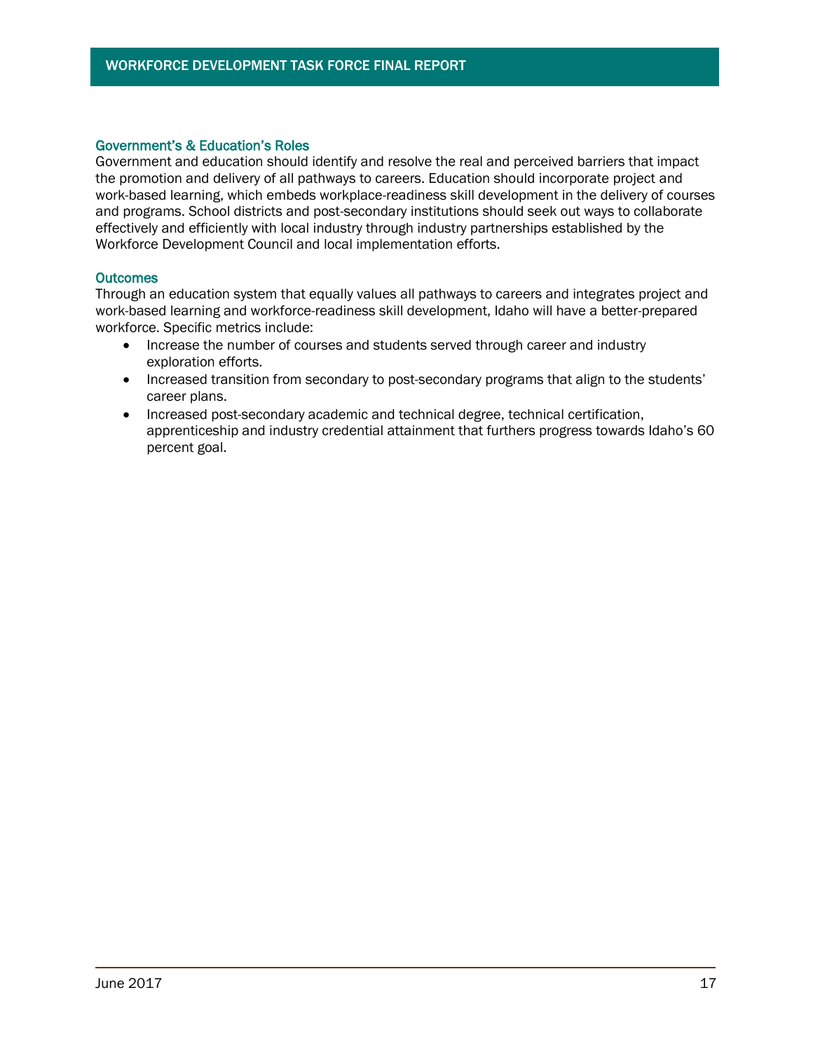### Government's & Education's Roles

Government and education should identify and resolve the real and perceived barriers that impact the promotion and delivery of all pathways to careers. Education should incorporate project and work-based learning, which embeds workplace-readiness skill development in the delivery of courses and programs. School districts and post-secondary institutions should seek out ways to collaborate effectively and efficiently with local industry through industry partnerships established by the Workforce Development Council and local implementation efforts.

### Outcomes

Through an education system that equally values all pathways to careers and integrates project and work-based learning and workforce-readiness skill development, Idaho will have a better-prepared workforce. Specific metrics include:

- Increase the number of courses and students served through career and industry exploration efforts.
- Increased transition from secondary to post-secondary programs that align to the students' career plans.
- Increased post-secondary academic and technical degree, technical certification, apprenticeship and industry credential attainment that furthers progress towards Idaho's 60 percent goal.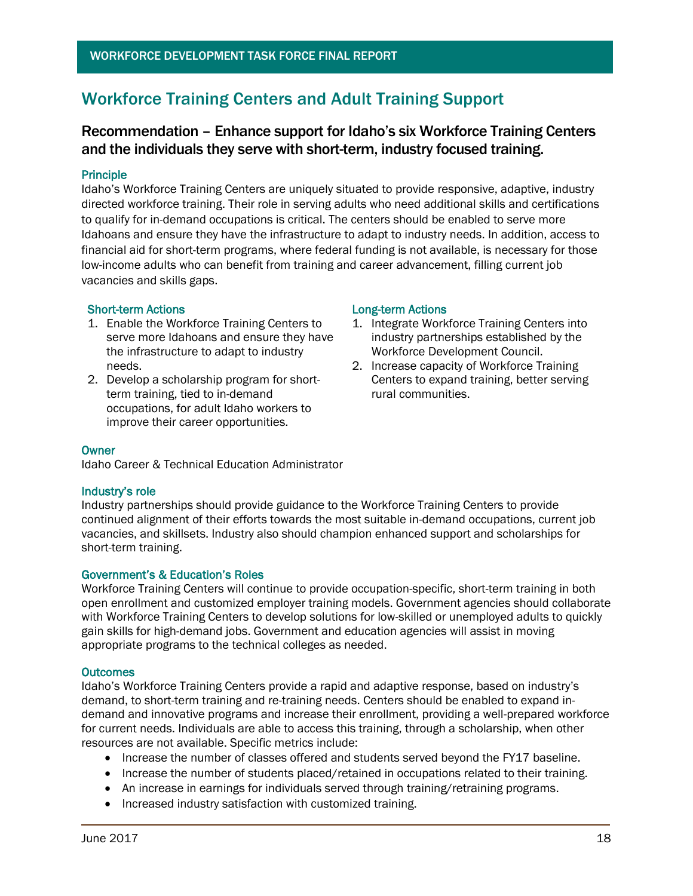## Workforce Training Centers and Adult Training Support

### Recommendation – Enhance support for Idaho's six Workforce Training Centers and the individuals they serve with short-term, industry focused training.

#### Principle

Idaho's Workforce Training Centers are uniquely situated to provide responsive, adaptive, industry directed workforce training. Their role in serving adults who need additional skills and certifications to qualify for in-demand occupations is critical. The centers should be enabled to serve more Idahoans and ensure they have the infrastructure to adapt to industry needs. In addition, access to financial aid for short-term programs, where federal funding is not available, is necessary for those low-income adults who can benefit from training and career advancement, filling current job vacancies and skills gaps.

#### Short-term Actions

1. Enable the Workforce Training Centers to serve more Idahoans and ensure they have the infrastructure to adapt to industry needs.
2. Develop a scholarship program for short-term training, tied to in-demand occupations, for adult Idaho workers to improve their career opportunities.

#### Long-term Actions

1. Integrate Workforce Training Centers into industry partnerships established by the Workforce Development Council.
2. Increase capacity of Workforce Training Centers to expand training, better serving rural communities.

#### Owner

Idaho Career & Technical Education Administrator

#### Industry's role

Industry partnerships should provide guidance to the Workforce Training Centers to provide continued alignment of their efforts towards the most suitable in-demand occupations, current job vacancies, and skillsets. Industry also should champion enhanced support and scholarships for short-term training.

#### Government's & Education's Roles

Workforce Training Centers will continue to provide occupation-specific, short-term training in both open enrollment and customized employer training models. Government agencies should collaborate with Workforce Training Centers to develop solutions for low-skilled or unemployed adults to quickly gain skills for high-demand jobs. Government and education agencies will assist in moving appropriate programs to the technical colleges as needed.

#### Outcomes

Idaho's Workforce Training Centers provide a rapid and adaptive response, based on industry's demand, to short-term training and re-training needs. Centers should be enabled to expand in-demand and innovative programs and increase their enrollment, providing a well-prepared workforce for current needs. Individuals are able to access this training, through a scholarship, when other resources are not available. Specific metrics include:

- Increase the number of classes offered and students served beyond the FY17 baseline.
- Increase the number of students placed/retained in occupations related to their training.
- An increase in earnings for individuals served through training/retraining programs.
- Increased industry satisfaction with customized training.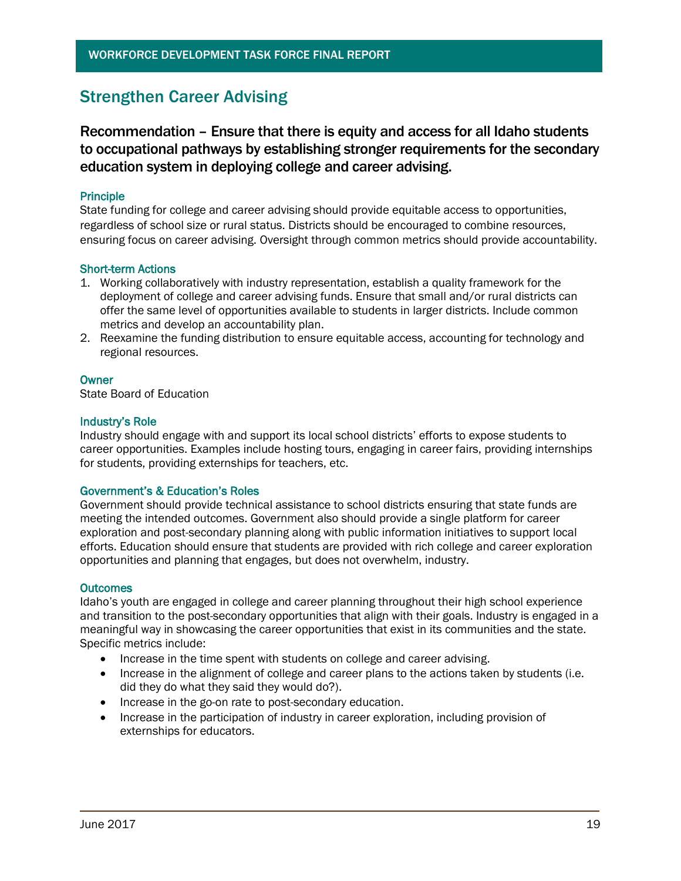## Strengthen Career Advising

### Recommendation – Ensure that there is equity and access for all Idaho students to occupational pathways by establishing stronger requirements for the secondary education system in deploying college and career advising.

#### Principle

State funding for college and career advising should provide equitable access to opportunities, regardless of school size or rural status. Districts should be encouraged to combine resources, ensuring focus on career advising. Oversight through common metrics should provide accountability.

#### Short-term Actions

1. Working collaboratively with industry representation, establish a quality framework for the deployment of college and career advising funds. Ensure that small and/or rural districts can offer the same level of opportunities available to students in larger districts. Include common metrics and develop an accountability plan.
2. Reexamine the funding distribution to ensure equitable access, accounting for technology and regional resources.

#### Owner

State Board of Education

#### Industry's Role

Industry should engage with and support its local school districts' efforts to expose students to career opportunities. Examples include hosting tours, engaging in career fairs, providing internships for students, providing externships for teachers, etc.

#### Government's & Education's Roles

Government should provide technical assistance to school districts ensuring that state funds are meeting the intended outcomes. Government also should provide a single platform for career exploration and post-secondary planning along with public information initiatives to support local efforts. Education should ensure that students are provided with rich college and career exploration opportunities and planning that engages, but does not overwhelm, industry.

#### Outcomes

Idaho's youth are engaged in college and career planning throughout their high school experience and transition to the post-secondary opportunities that align with their goals. Industry is engaged in a meaningful way in showcasing the career opportunities that exist in its communities and the state. Specific metrics include:

- Increase in the time spent with students on college and career advising.
- Increase in the alignment of college and career plans to the actions taken by students (i.e. did they do what they said they would do?).
- Increase in the go-on rate to post-secondary education.
- Increase in the participation of industry in career exploration, including provision of externships for educators.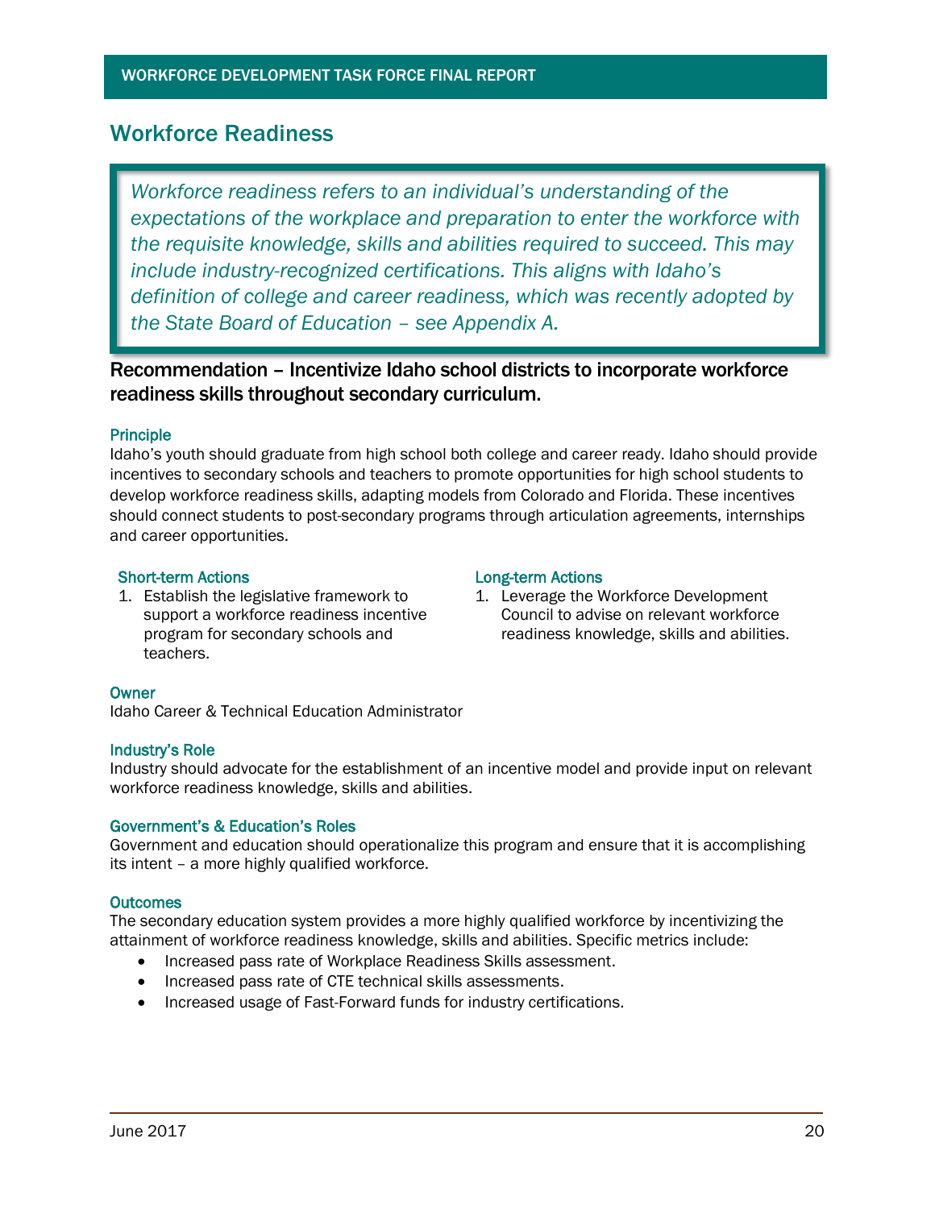## Workforce Readiness

> *Workforce readiness refers to an individual's understanding of the expectations of the workplace and preparation to enter the workforce with the requisite knowledge, skills and abilities required to succeed. This may include industry-recognized certifications. This aligns with Idaho's definition of college and career readiness, which was recently adopted by the State Board of Education – see Appendix A.*

### Recommendation – Incentivize Idaho school districts to incorporate workforce readiness skills throughout secondary curriculum.

#### Principle

Idaho's youth should graduate from high school both college and career ready. Idaho should provide incentives to secondary schools and teachers to promote opportunities for high school students to develop workforce readiness skills, adapting models from Colorado and Florida. These incentives should connect students to post-secondary programs through articulation agreements, internships and career opportunities.

#### Short-term Actions

1. Establish the legislative framework to support a workforce readiness incentive program for secondary schools and teachers.

#### Long-term Actions

1. Leverage the Workforce Development Council to advise on relevant workforce readiness knowledge, skills and abilities.

#### Owner

Idaho Career & Technical Education Administrator

#### Industry's Role

Industry should advocate for the establishment of an incentive model and provide input on relevant workforce readiness knowledge, skills and abilities.

#### Government's & Education's Roles

Government and education should operationalize this program and ensure that it is accomplishing its intent – a more highly qualified workforce.

#### Outcomes

The secondary education system provides a more highly qualified workforce by incentivizing the attainment of workforce readiness knowledge, skills and abilities. Specific metrics include:

- Increased pass rate of Workplace Readiness Skills assessment.
- Increased pass rate of CTE technical skills assessments.
- Increased usage of Fast-Forward funds for industry certifications.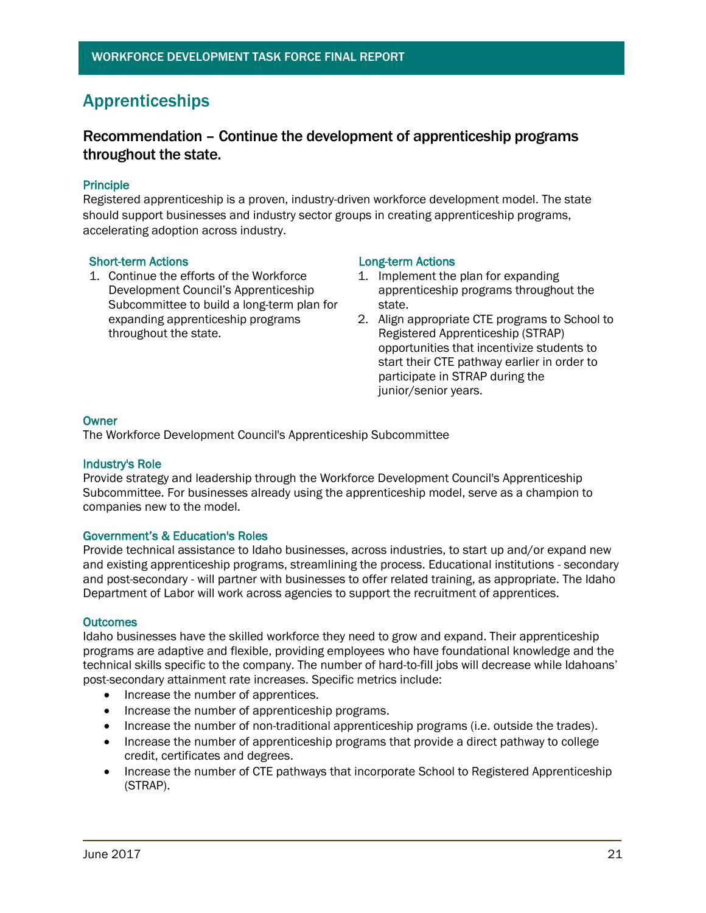## Apprenticeships

### Recommendation – Continue the development of apprenticeship programs throughout the state.

#### Principle

Registered apprenticeship is a proven, industry-driven workforce development model. The state should support businesses and industry sector groups in creating apprenticeship programs, accelerating adoption across industry.

#### Short-term Actions

1. Continue the efforts of the Workforce Development Council's Apprenticeship Subcommittee to build a long-term plan for expanding apprenticeship programs throughout the state.

#### Long-term Actions

1. Implement the plan for expanding apprenticeship programs throughout the state.
2. Align appropriate CTE programs to School to Registered Apprenticeship (STRAP) opportunities that incentivize students to start their CTE pathway earlier in order to participate in STRAP during the junior/senior years.

#### Owner

The Workforce Development Council's Apprenticeship Subcommittee

#### Industry's Role

Provide strategy and leadership through the Workforce Development Council's Apprenticeship Subcommittee. For businesses already using the apprenticeship model, serve as a champion to companies new to the model.

#### Government's & Education's Roles

Provide technical assistance to Idaho businesses, across industries, to start up and/or expand new and existing apprenticeship programs, streamlining the process. Educational institutions - secondary and post-secondary - will partner with businesses to offer related training, as appropriate. The Idaho Department of Labor will work across agencies to support the recruitment of apprentices.

#### Outcomes

Idaho businesses have the skilled workforce they need to grow and expand. Their apprenticeship programs are adaptive and flexible, providing employees who have foundational knowledge and the technical skills specific to the company. The number of hard-to-fill jobs will decrease while Idahoans' post-secondary attainment rate increases. Specific metrics include:

- Increase the number of apprentices.
- Increase the number of apprenticeship programs.
- Increase the number of non-traditional apprenticeship programs (i.e. outside the trades).
- Increase the number of apprenticeship programs that provide a direct pathway to college credit, certificates and degrees.
- Increase the number of CTE pathways that incorporate School to Registered Apprenticeship (STRAP).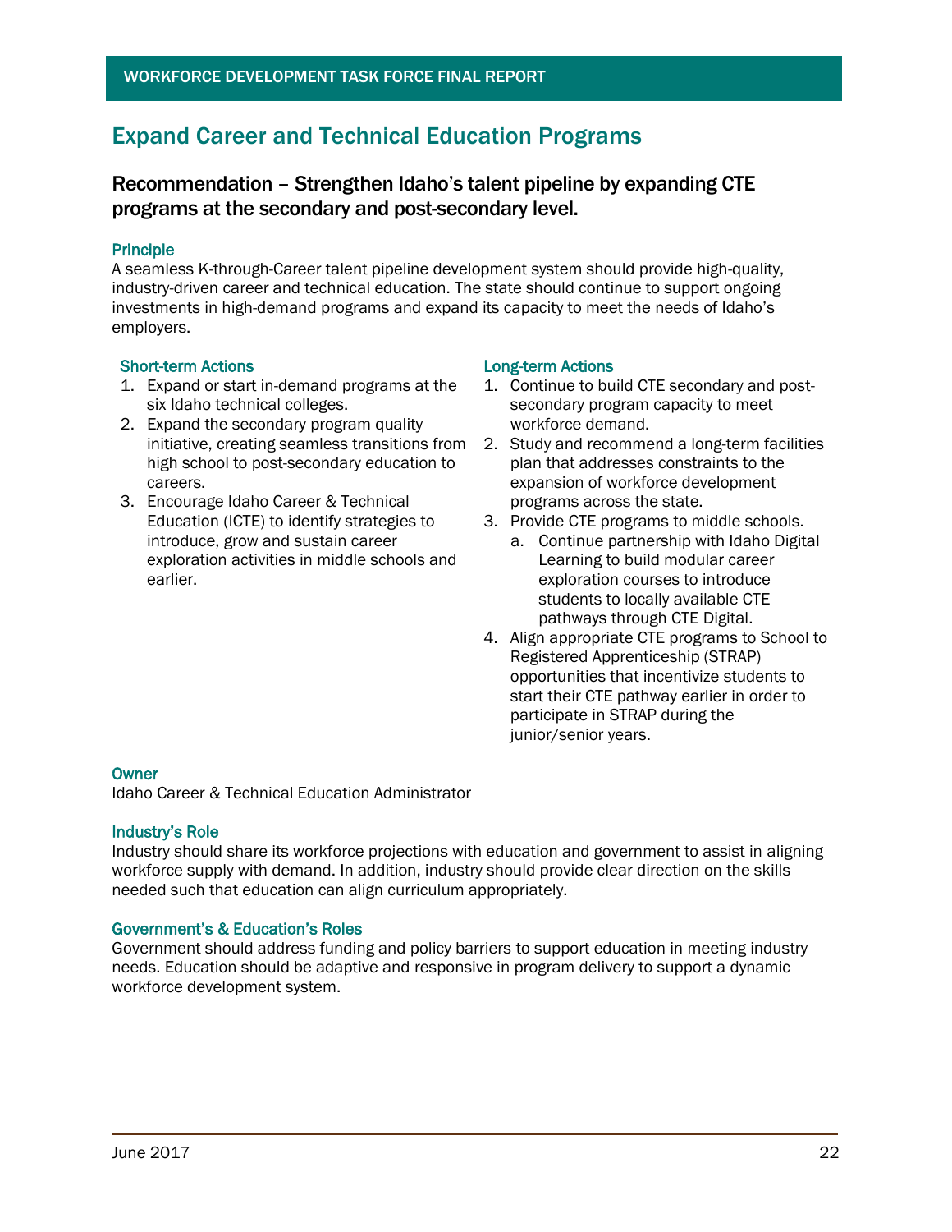## Expand Career and Technical Education Programs

### Recommendation – Strengthen Idaho's talent pipeline by expanding CTE programs at the secondary and post-secondary level.

#### Principle

A seamless K-through-Career talent pipeline development system should provide high-quality, industry-driven career and technical education. The state should continue to support ongoing investments in high-demand programs and expand its capacity to meet the needs of Idaho's employers.

#### Short-term Actions

1. Expand or start in-demand programs at the six Idaho technical colleges.
2. Expand the secondary program quality initiative, creating seamless transitions from high school to post-secondary education to careers.
3. Encourage Idaho Career & Technical Education (ICTE) to identify strategies to introduce, grow and sustain career exploration activities in middle schools and earlier.

#### Long-term Actions

1. Continue to build CTE secondary and post-secondary program capacity to meet workforce demand.
2. Study and recommend a long-term facilities plan that addresses constraints to the expansion of workforce development programs across the state.
3. Provide CTE programs to middle schools.
   a. Continue partnership with Idaho Digital Learning to build modular career exploration courses to introduce students to locally available CTE pathways through CTE Digital.
4. Align appropriate CTE programs to School to Registered Apprenticeship (STRAP) opportunities that incentivize students to start their CTE pathway earlier in order to participate in STRAP during the junior/senior years.

#### Owner

Idaho Career & Technical Education Administrator

#### Industry's Role

Industry should share its workforce projections with education and government to assist in aligning workforce supply with demand. In addition, industry should provide clear direction on the skills needed such that education can align curriculum appropriately.

#### Government's & Education's Roles

Government should address funding and policy barriers to support education in meeting industry needs. Education should be adaptive and responsive in program delivery to support a dynamic workforce development system.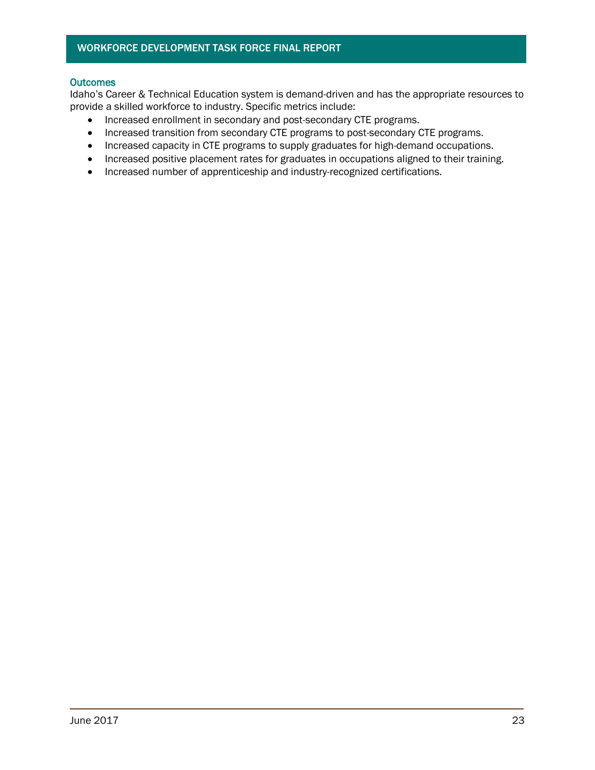### Outcomes

Idaho's Career & Technical Education system is demand-driven and has the appropriate resources to provide a skilled workforce to industry. Specific metrics include:

- Increased enrollment in secondary and post-secondary CTE programs.
- Increased transition from secondary CTE programs to post-secondary CTE programs.
- Increased capacity in CTE programs to supply graduates for high-demand occupations.
- Increased positive placement rates for graduates in occupations aligned to their training.
- Increased number of apprenticeship and industry-recognized certifications.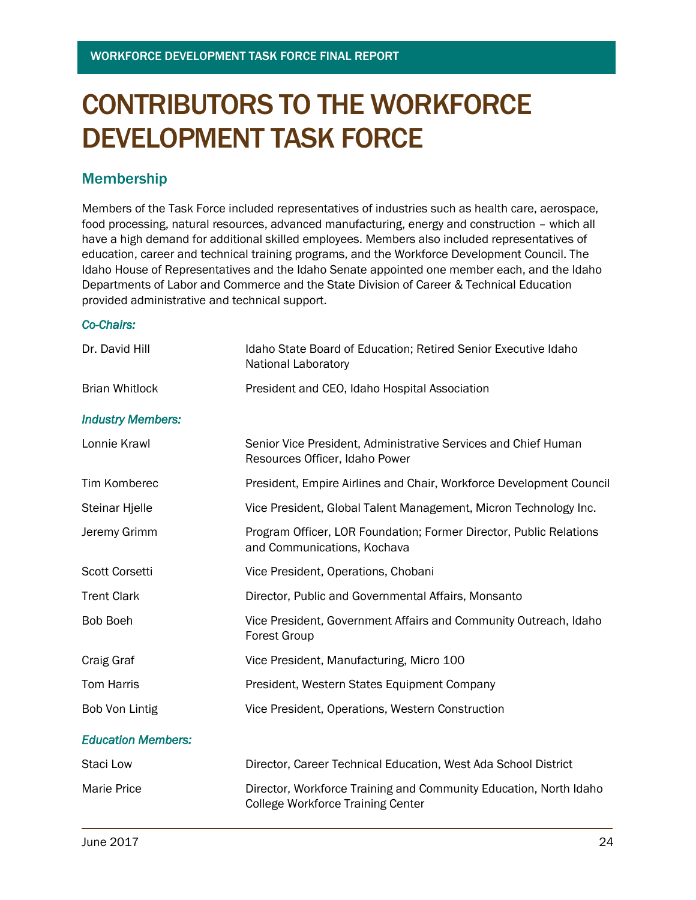# CONTRIBUTORS TO THE WORKFORCE DEVELOPMENT TASK FORCE

## Membership

Members of the Task Force included representatives of industries such as health care, aerospace, food processing, natural resources, advanced manufacturing, energy and construction – which all have a high demand for additional skilled employees. Members also included representatives of education, career and technical training programs, and the Workforce Development Council. The Idaho House of Representatives and the Idaho Senate appointed one member each, and the Idaho Departments of Labor and Commerce and the State Division of Career & Technical Education provided administrative and technical support.

*Co-Chairs:*

| | |
|---|---|
| Dr. David Hill | Idaho State Board of Education; Retired Senior Executive Idaho National Laboratory |
| Brian Whitlock | President and CEO, Idaho Hospital Association |

*Industry Members:*

| | |
|---|---|
| Lonnie Krawl | Senior Vice President, Administrative Services and Chief Human Resources Officer, Idaho Power |
| Tim Komberec | President, Empire Airlines and Chair, Workforce Development Council |
| Steinar Hjelle | Vice President, Global Talent Management, Micron Technology Inc. |
| Jeremy Grimm | Program Officer, LOR Foundation; Former Director, Public Relations and Communications, Kochava |
| Scott Corsetti | Vice President, Operations, Chobani |
| Trent Clark | Director, Public and Governmental Affairs, Monsanto |
| Bob Boeh | Vice President, Government Affairs and Community Outreach, Idaho Forest Group |
| Craig Graf | Vice President, Manufacturing, Micro 100 |
| Tom Harris | President, Western States Equipment Company |
| Bob Von Lintig | Vice President, Operations, Western Construction |

*Education Members:*

| | |
|---|---|
| Staci Low | Director, Career Technical Education, West Ada School District |
| Marie Price | Director, Workforce Training and Community Education, North Idaho College Workforce Training Center |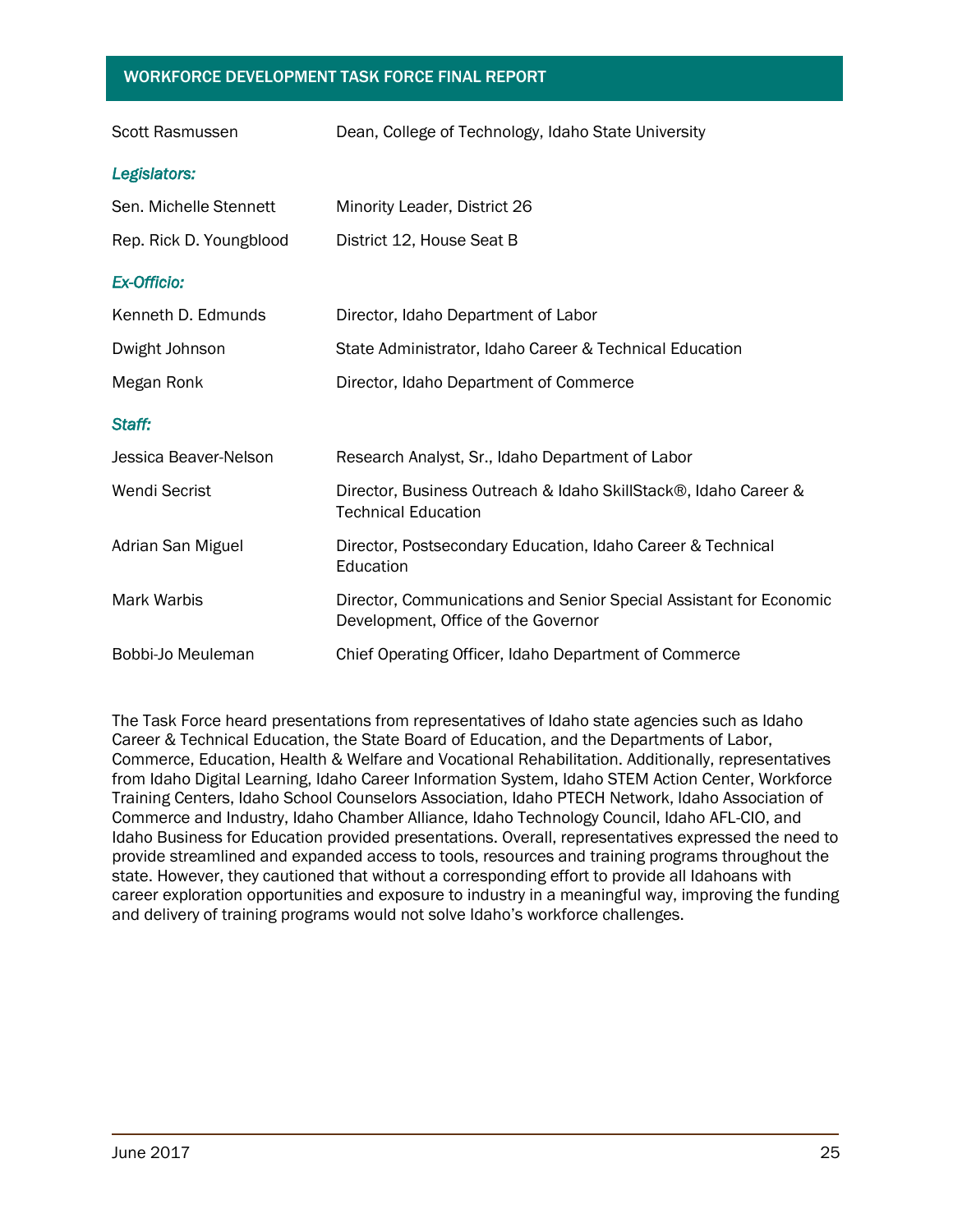| | |
|---|---|
| Scott Rasmussen | Dean, College of Technology, Idaho State University |
| ***Legislators:*** | |
| Sen. Michelle Stennett | Minority Leader, District 26 |
| Rep. Rick D. Youngblood | District 12, House Seat B |
| ***Ex-Officio:*** | |
| Kenneth D. Edmunds | Director, Idaho Department of Labor |
| Dwight Johnson | State Administrator, Idaho Career & Technical Education |
| Megan Ronk | Director, Idaho Department of Commerce |
| ***Staff:*** | |
| Jessica Beaver-Nelson | Research Analyst, Sr., Idaho Department of Labor |
| Wendi Secrist | Director, Business Outreach & Idaho SkillStack®, Idaho Career & Technical Education |
| Adrian San Miguel | Director, Postsecondary Education, Idaho Career & Technical Education |
| Mark Warbis | Director, Communications and Senior Special Assistant for Economic Development, Office of the Governor |
| Bobbi-Jo Meuleman | Chief Operating Officer, Idaho Department of Commerce |

The Task Force heard presentations from representatives of Idaho state agencies such as Idaho Career & Technical Education, the State Board of Education, and the Departments of Labor, Commerce, Education, Health & Welfare and Vocational Rehabilitation. Additionally, representatives from Idaho Digital Learning, Idaho Career Information System, Idaho STEM Action Center, Workforce Training Centers, Idaho School Counselors Association, Idaho PTECH Network, Idaho Association of Commerce and Industry, Idaho Chamber Alliance, Idaho Technology Council, Idaho AFL-CIO, and Idaho Business for Education provided presentations. Overall, representatives expressed the need to provide streamlined and expanded access to tools, resources and training programs throughout the state. However, they cautioned that without a corresponding effort to provide all Idahoans with career exploration opportunities and exposure to industry in a meaningful way, improving the funding and delivery of training programs would not solve Idaho's workforce challenges.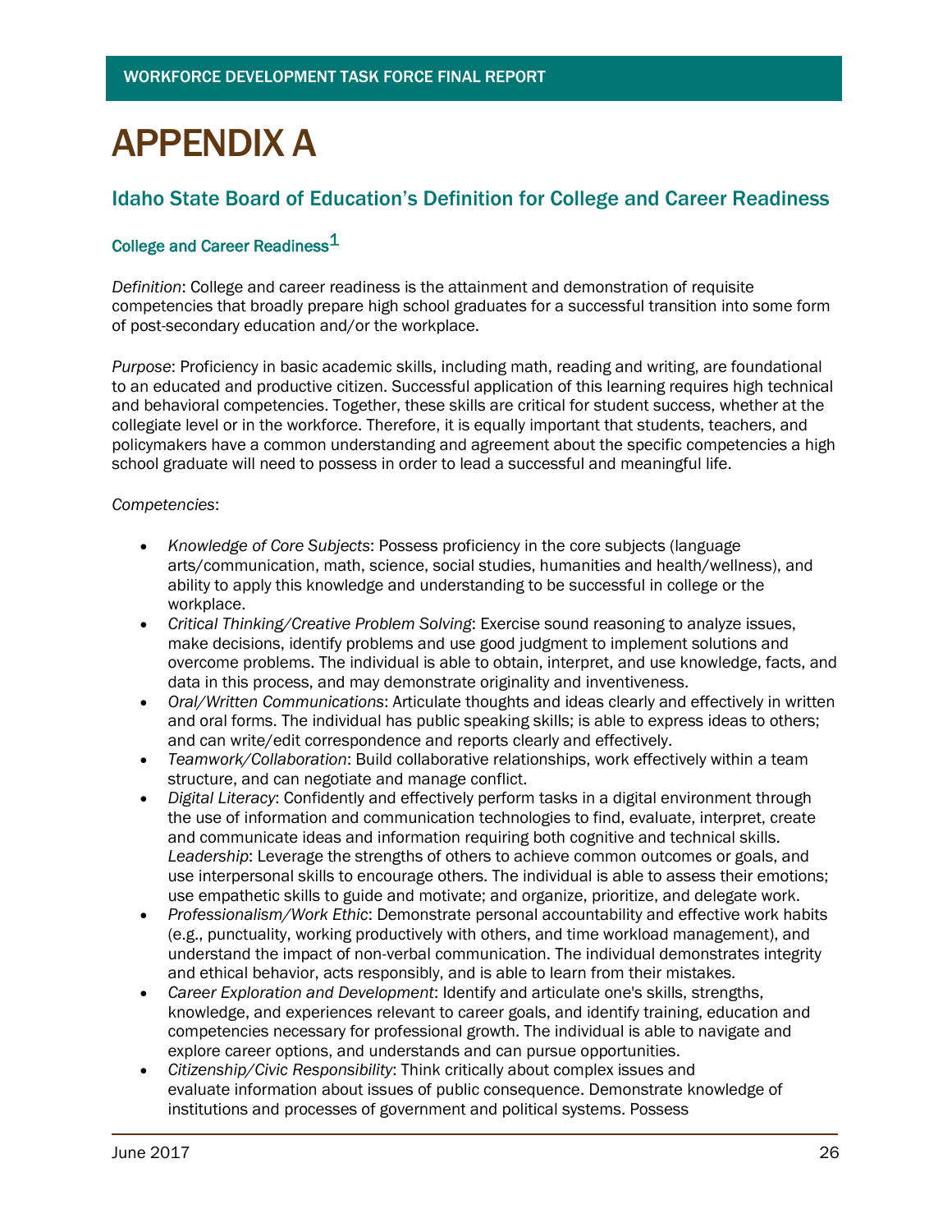# APPENDIX A

## Idaho State Board of Education's Definition for College and Career Readiness

### College and Career Readiness[1]

*Definition*: College and career readiness is the attainment and demonstration of requisite competencies that broadly prepare high school graduates for a successful transition into some form of post-secondary education and/or the workplace.

*Purpose*: Proficiency in basic academic skills, including math, reading and writing, are foundational to an educated and productive citizen. Successful application of this learning requires high technical and behavioral competencies. Together, these skills are critical for student success, whether at the collegiate level or in the workforce. Therefore, it is equally important that students, teachers, and policymakers have a common understanding and agreement about the specific competencies a high school graduate will need to possess in order to lead a successful and meaningful life.

*Competencies*:

- *Knowledge of Core Subjects*: Possess proficiency in the core subjects (language arts/communication, math, science, social studies, humanities and health/wellness), and ability to apply this knowledge and understanding to be successful in college or the workplace.
- *Critical Thinking/Creative Problem Solving*: Exercise sound reasoning to analyze issues, make decisions, identify problems and use good judgment to implement solutions and overcome problems. The individual is able to obtain, interpret, and use knowledge, facts, and data in this process, and may demonstrate originality and inventiveness.
- *Oral/Written Communications*: Articulate thoughts and ideas clearly and effectively in written and oral forms. The individual has public speaking skills; is able to express ideas to others; and can write/edit correspondence and reports clearly and effectively.
- *Teamwork/Collaboration*: Build collaborative relationships, work effectively within a team structure, and can negotiate and manage conflict.
- *Digital Literacy*: Confidently and effectively perform tasks in a digital environment through the use of information and communication technologies to find, evaluate, interpret, create and communicate ideas and information requiring both cognitive and technical skills. *Leadership*: Leverage the strengths of others to achieve common outcomes or goals, and use interpersonal skills to encourage others. The individual is able to assess their emotions; use empathetic skills to guide and motivate; and organize, prioritize, and delegate work.
- *Professionalism/Work Ethic*: Demonstrate personal accountability and effective work habits (e.g., punctuality, working productively with others, and time workload management), and understand the impact of non-verbal communication. The individual demonstrates integrity and ethical behavior, acts responsibly, and is able to learn from their mistakes.
- *Career Exploration and Development*: Identify and articulate one's skills, strengths, knowledge, and experiences relevant to career goals, and identify training, education and competencies necessary for professional growth. The individual is able to navigate and explore career options, and understands and can pursue opportunities.
- *Citizenship/Civic Responsibility*: Think critically about complex issues and evaluate information about issues of public consequence. Demonstrate knowledge of institutions and processes of government and political systems. Possess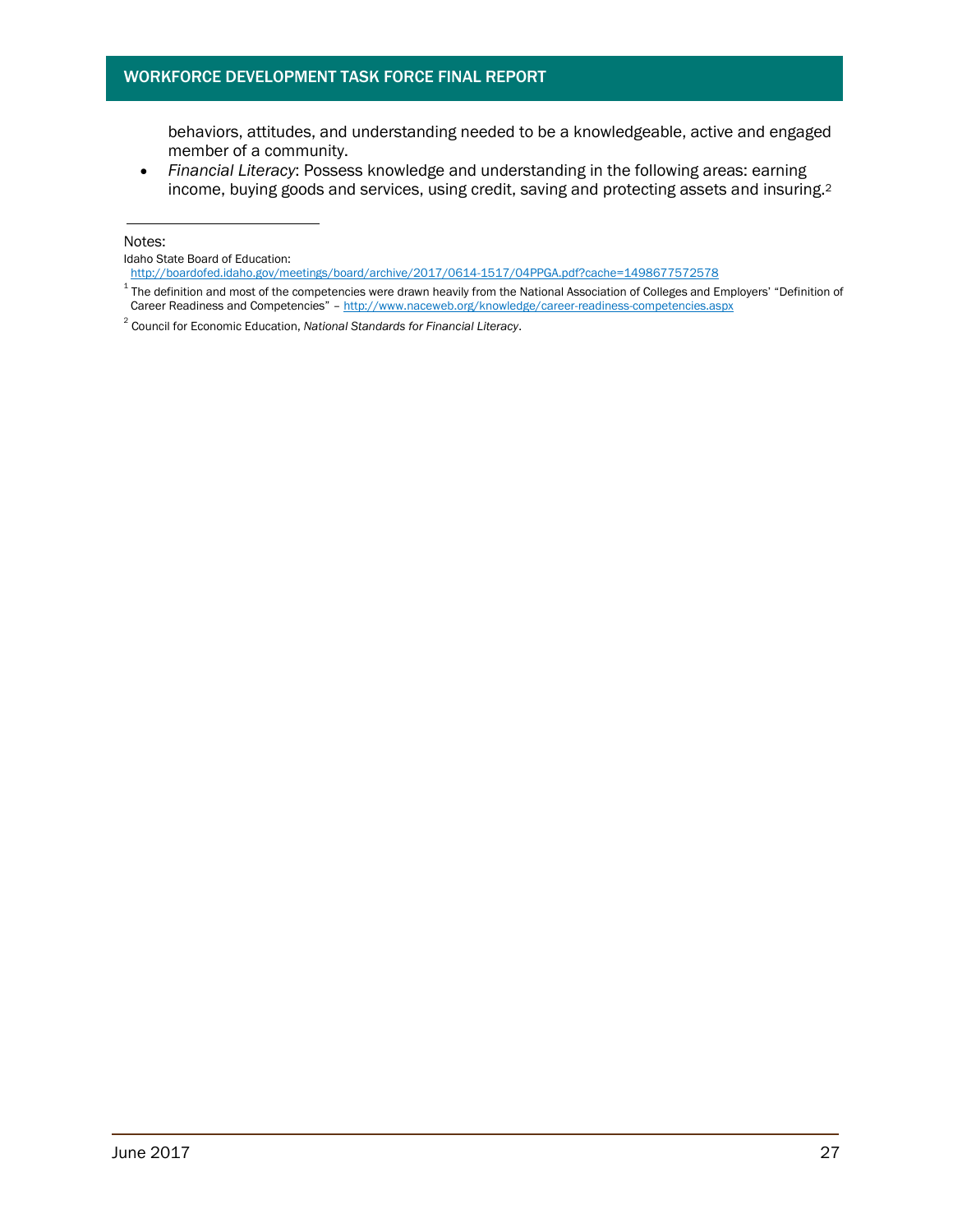behaviors, attitudes, and understanding needed to be a knowledgeable, active and engaged member of a community.

- *Financial Literacy*: Possess knowledge and understanding in the following areas: earning income, buying goods and services, using credit, saving and protecting assets and insuring.[2]

---

Notes:

Idaho State Board of Education: http://boardofed.idaho.gov/meetings/board/archive/2017/0614-1517/04PPGA.pdf?cache=1498677572578

[1] The definition and most of the competencies were drawn heavily from the National Association of Colleges and Employers' "Definition of Career Readiness and Competencies" – http://www.naceweb.org/knowledge/career-readiness-competencies.aspx

[2] Council for Economic Education, *National Standards for Financial Literacy*.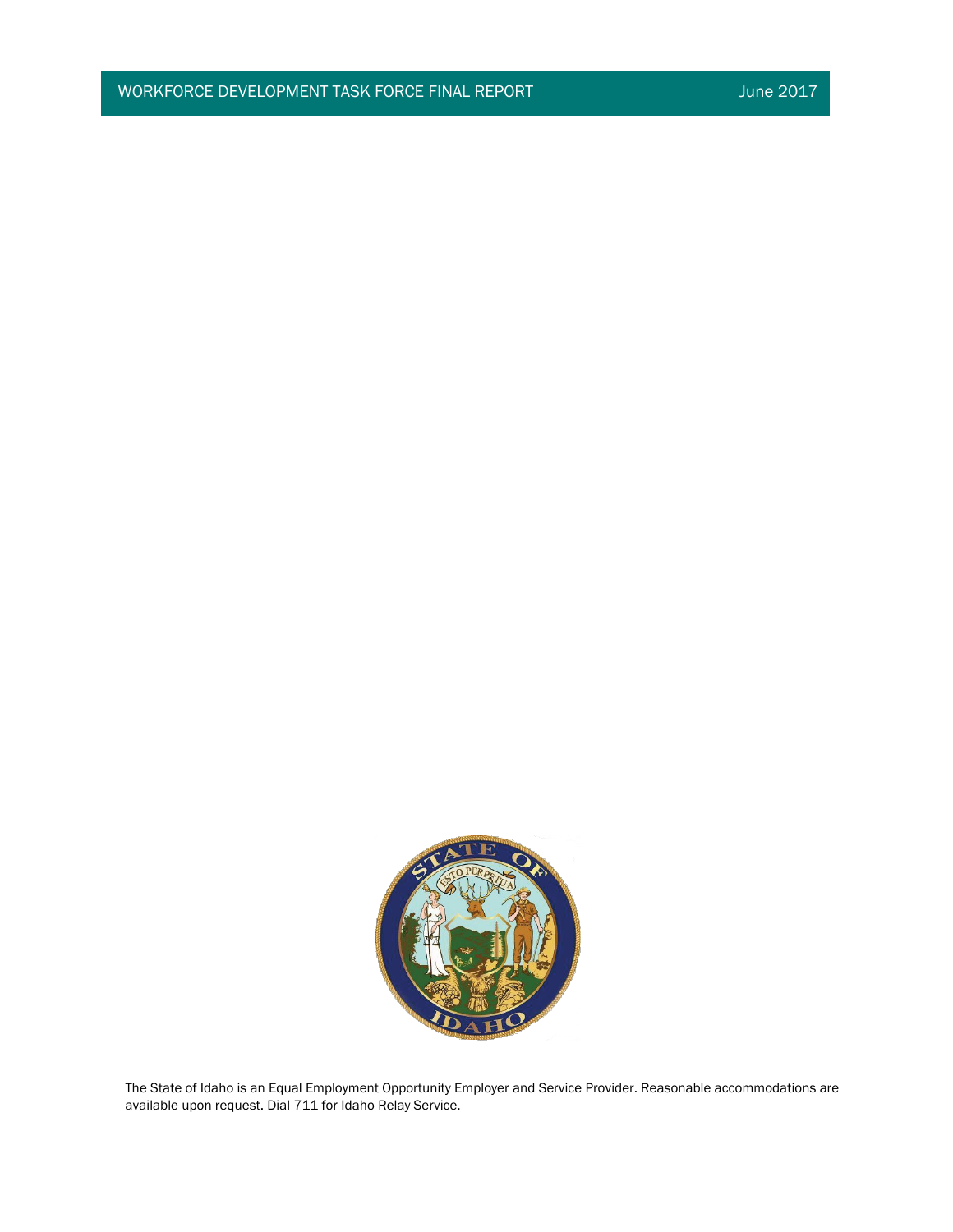The State of Idaho is an Equal Employment Opportunity Employer and Service Provider. Reasonable accommodations are available upon request. Dial 711 for Idaho Relay Service.